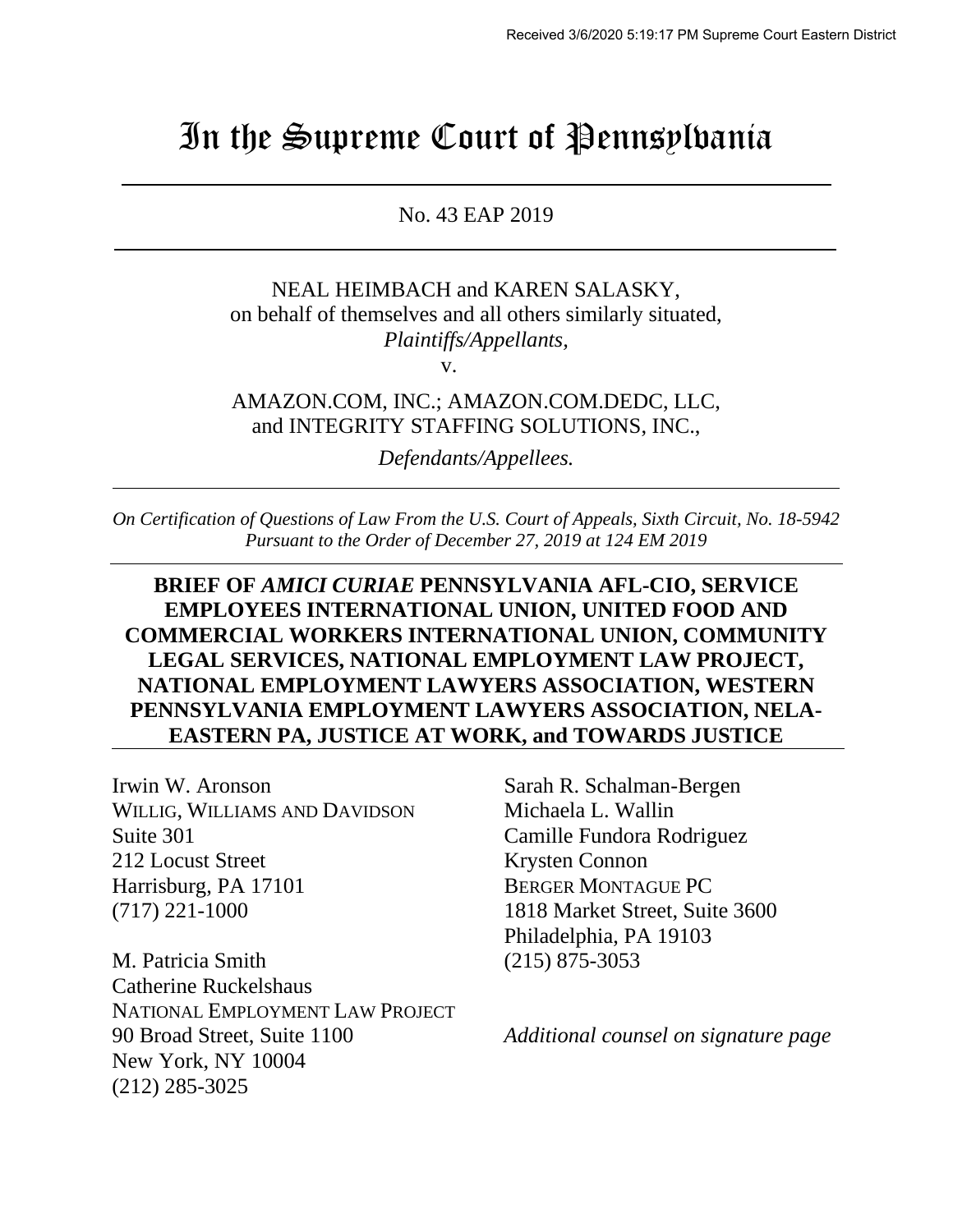Received 3/6/2020 5:19:17 PM Supreme Court Eastern District

# In the Supreme Court of Pennsylvania

No. 43 EAP 2019

NEAL HEIMBACH and KAREN SALASKY,
on behalf of themselves and all others similarly situated,
*Plaintiffs/Appellants,*

v.

AMAZON.COM, INC.; AMAZON.COM.DEDC, LLC,
and INTEGRITY STAFFING SOLUTIONS, INC.,

*Defendants/Appellees.*

*On Certification of Questions of Law From the U.S. Court of Appeals, Sixth Circuit, No. 18-5942*
*Pursuant to the Order of December 27, 2019 at 124 EM 2019*

**BRIEF OF *AMICI CURIAE* PENNSYLVANIA AFL-CIO, SERVICE EMPLOYEES INTERNATIONAL UNION, UNITED FOOD AND COMMERCIAL WORKERS INTERNATIONAL UNION, COMMUNITY LEGAL SERVICES, NATIONAL EMPLOYMENT LAW PROJECT, NATIONAL EMPLOYMENT LAWYERS ASSOCIATION, WESTERN PENNSYLVANIA EMPLOYMENT LAWYERS ASSOCIATION, NELA-EASTERN PA, JUSTICE AT WORK, and TOWARDS JUSTICE**

Irwin W. Aronson
WILLIG, WILLIAMS AND DAVIDSON
Suite 301
212 Locust Street
Harrisburg, PA 17101
(717) 221-1000

M. Patricia Smith
Catherine Ruckelshaus
NATIONAL EMPLOYMENT LAW PROJECT
90 Broad Street, Suite 1100
New York, NY 10004
(212) 285-3025

Sarah R. Schalman-Bergen
Michaela L. Wallin
Camille Fundora Rodriguez
Krysten Connon
BERGER MONTAGUE PC
1818 Market Street, Suite 3600
Philadelphia, PA 19103
(215) 875-3053

*Additional counsel on signature page*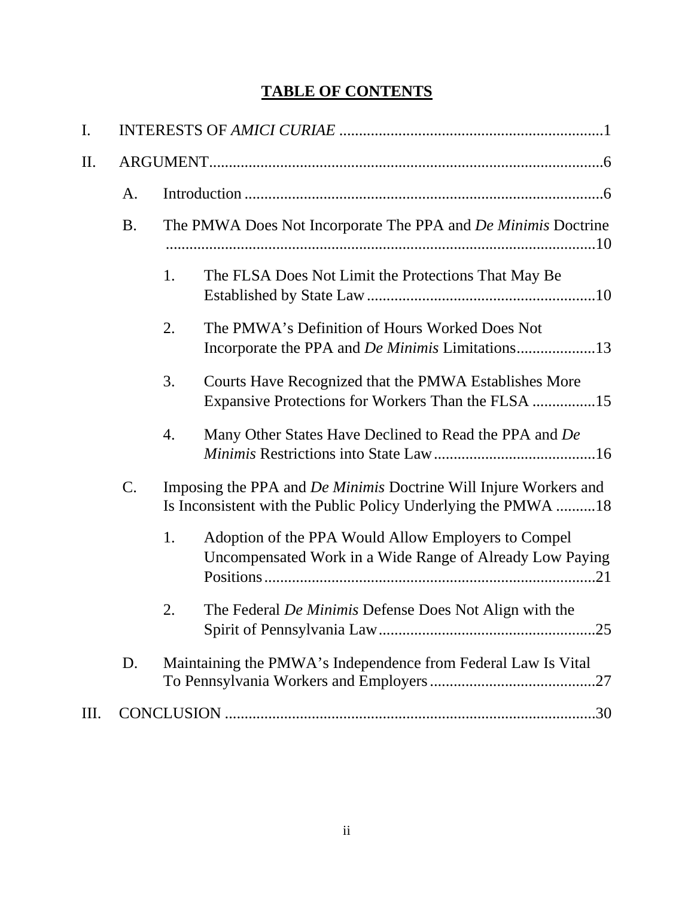## TABLE OF CONTENTS

I. INTERESTS OF *AMICI CURIAE* .......... 1

II. ARGUMENT .......... 6

- A. Introduction .......... 6
- B. The PMWA Does Not Incorporate The PPA and *De Minimis* Doctrine .......... 10
  1. The FLSA Does Not Limit the Protections That May Be Established by State Law .......... 10
  2. The PMWA's Definition of Hours Worked Does Not Incorporate the PPA and *De Minimis* Limitations .......... 13
  3. Courts Have Recognized that the PMWA Establishes More Expansive Protections for Workers Than the FLSA .......... 15
  4. Many Other States Have Declined to Read the PPA and *De Minimis* Restrictions into State Law .......... 16
- C. Imposing the PPA and *De Minimis* Doctrine Will Injure Workers and Is Inconsistent with the Public Policy Underlying the PMWA .......... 18
  1. Adoption of the PPA Would Allow Employers to Compel Uncompensated Work in a Wide Range of Already Low Paying Positions .......... 21
  2. The Federal *De Minimis* Defense Does Not Align with the Spirit of Pennsylvania Law .......... 25
- D. Maintaining the PMWA's Independence from Federal Law Is Vital To Pennsylvania Workers and Employers .......... 27

III. CONCLUSION .......... 30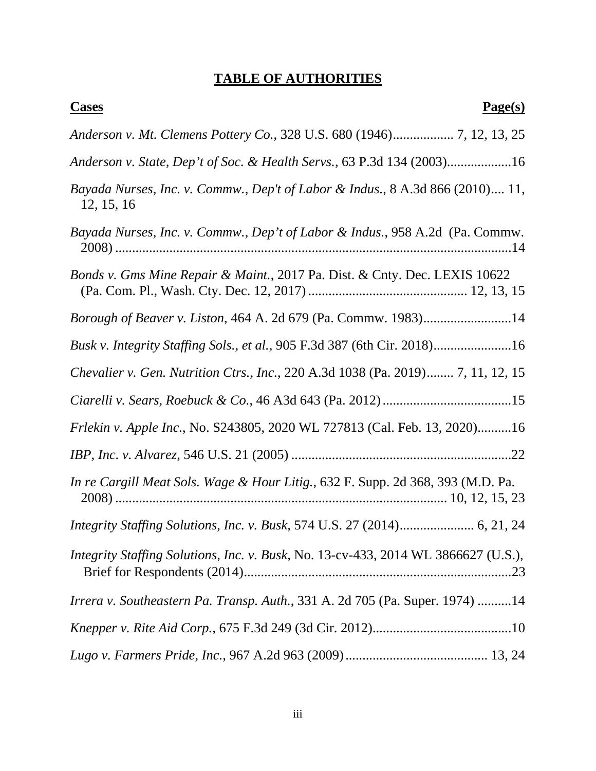# TABLE OF AUTHORITIES

**Cases** **Page(s)**

*Anderson v. Mt. Clemens Pottery Co.*, 328 U.S. 680 (1946).................. 7, 12, 13, 25

*Anderson v. State, Dep't of Soc. & Health Servs.*, 63 P.3d 134 (2003)...................16

*Bayada Nurses, Inc. v. Commw., Dep't of Labor & Indus.*, 8 A.3d 866 (2010).... 11, 12, 15, 16

*Bayada Nurses, Inc. v. Commw., Dep't of Labor & Indus.*, 958 A.2d (Pa. Commw. 2008) .......................................................................................................14

*Bonds v. Gms Mine Repair & Maint.*, 2017 Pa. Dist. & Cnty. Dec. LEXIS 10622 (Pa. Com. Pl., Wash. Cty. Dec. 12, 2017) ............................................... 12, 13, 15

*Borough of Beaver v. Liston*, 464 A. 2d 679 (Pa. Commw. 1983)..........................14

*Busk v. Integrity Staffing Sols., et al.*, 905 F.3d 387 (6th Cir. 2018).......................16

*Chevalier v. Gen. Nutrition Ctrs., Inc.*, 220 A.3d 1038 (Pa. 2019)........ 7, 11, 12, 15

*Ciarelli v. Sears, Roebuck & Co.*, 46 A3d 643 (Pa. 2012).......................................15

*Frlekin v. Apple Inc.*, No. S243805, 2020 WL 727813 (Cal. Feb. 13, 2020)..........16

*IBP, Inc. v. Alvarez*, 546 U.S. 21 (2005) .................................................................22

*In re Cargill Meat Sols. Wage & Hour Litig.*, 632 F. Supp. 2d 368, 393 (M.D. Pa. 2008) ................................................................................... 10, 12, 15, 23

*Integrity Staffing Solutions, Inc. v. Busk*, 574 U.S. 27 (2014)...................... 6, 21, 24

*Integrity Staffing Solutions, Inc. v. Busk*, No. 13-cv-433, 2014 WL 3866627 (U.S.), Brief for Respondents (2014)...............................................................................23

*Irrera v. Southeastern Pa. Transp. Auth.*, 331 A. 2d 705 (Pa. Super. 1974) ..........14

*Knepper v. Rite Aid Corp.*, 675 F.3d 249 (3d Cir. 2012).........................................10

*Lugo v. Farmers Pride, Inc.*, 967 A.2d 963 (2009).......................................... 13, 24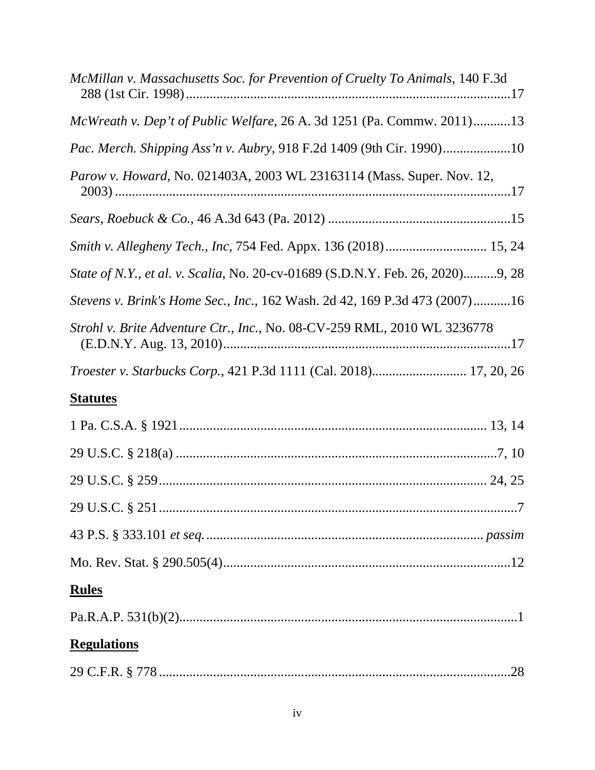*McMillan v. Massachusetts Soc. for Prevention of Cruelty To Animals*, 140 F.3d 288 (1st Cir. 1998)....................................................................................................17

*McWreath v. Dep't of Public Welfare*, 26 A. 3d 1251 (Pa. Commw. 2011)...........13

*Pac. Merch. Shipping Ass'n v. Aubry*, 918 F.2d 1409 (9th Cir. 1990)....................10

*Parow v. Howard*, No. 021403A, 2003 WL 23163114 (Mass. Super. Nov. 12, 2003) .....................................................................................................................17

*Sears, Roebuck & Co.*, 46 A.3d 643 (Pa. 2012) ......................................................15

*Smith v. Allegheny Tech., Inc*, 754 Fed. Appx. 136 (2018).............................. 15, 24

*State of N.Y., et al. v. Scalia*, No. 20-cv-01689 (S.D.N.Y. Feb. 26, 2020)..........9, 28

*Stevens v. Brink's Home Sec., Inc.*, 162 Wash. 2d 42, 169 P.3d 473 (2007)...........16

*Strohl v. Brite Adventure Ctr., Inc.*, No. 08-CV-259 RML, 2010 WL 3236778 (E.D.N.Y. Aug. 13, 2010).....................................................................................17

*Troester v. Starbucks Corp.*, 421 P.3d 1111 (Cal. 2018)............................ 17, 20, 26

## Statutes

1 Pa. C.S.A. § 1921........................................................................................... 13, 14

29 U.S.C. § 218(a) ...............................................................................................7, 10

29 U.S.C. § 259......................................................................................... 24, 25

29 U.S.C. § 251..........................................................................................................7

43 P.S. § 333.101 *et seq.* ................................................................................ *passim*

Mo. Rev. Stat. § 290.505(4)....................................................................................12

## Rules

Pa.R.A.P. 531(b)(2)....................................................................................................1

## Regulations

29 C.F.R. § 778 .......................................................................................................28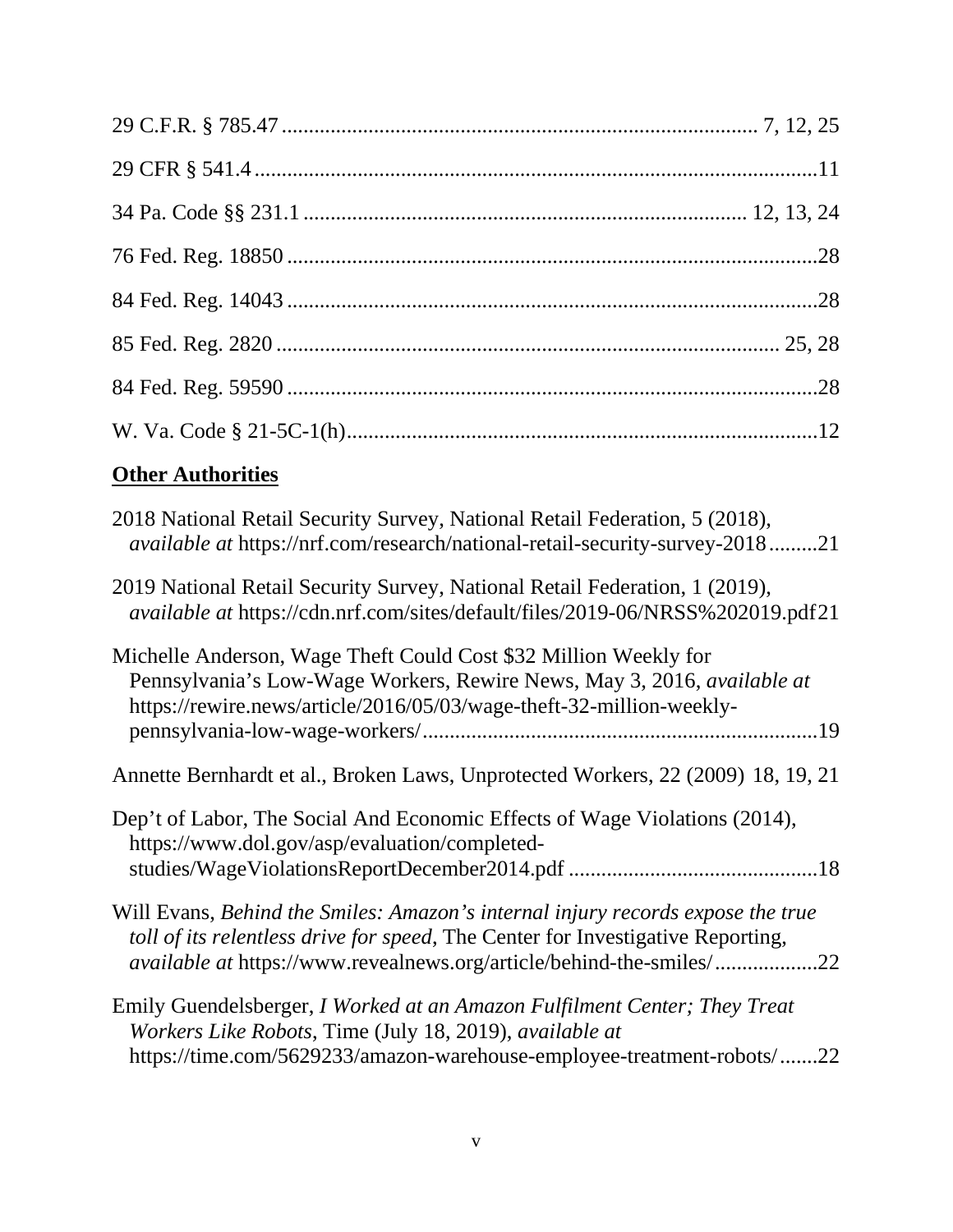29 C.F.R. § 785.47 .................................................................................... 7, 12, 25

29 CFR § 541.4 ........................................................................................................11

34 Pa. Code §§ 231.1 ................................................................................ 12, 13, 24

76 Fed. Reg. 18850 .................................................................................................28

84 Fed. Reg. 14043 .................................................................................................28

85 Fed. Reg. 2820 .................................................................................... 25, 28

84 Fed. Reg. 59590 .................................................................................................28

W. Va. Code § 21-5C-1(h).......................................................................................12

**Other Authorities**

2018 National Retail Security Survey, National Retail Federation, 5 (2018), *available at* https://nrf.com/research/national-retail-security-survey-2018.........21

2019 National Retail Security Survey, National Retail Federation, 1 (2019), *available at* https://cdn.nrf.com/sites/default/files/2019-06/NRSS%202019.pdf 21

Michelle Anderson, Wage Theft Could Cost $32 Million Weekly for Pennsylvania's Low-Wage Workers, Rewire News, May 3, 2016, *available at* https://rewire.news/article/2016/05/03/wage-theft-32-million-weekly-pennsylvania-low-wage-workers/.........................................................................19

Annette Bernhardt et al., Broken Laws, Unprotected Workers, 22 (2009) 18, 19, 21

Dep't of Labor, The Social And Economic Effects of Wage Violations (2014), https://www.dol.gov/asp/evaluation/completed-studies/WageViolationsReportDecember2014.pdf ..............................................18

Will Evans, *Behind the Smiles: Amazon's internal injury records expose the true toll of its relentless drive for speed*, The Center for Investigative Reporting, *available at* https://www.revealnews.org/article/behind-the-smiles/...................22

Emily Guendelsberger, *I Worked at an Amazon Fulfilment Center; They Treat Workers Like Robots*, Time (July 18, 2019), *available at* https://time.com/5629233/amazon-warehouse-employee-treatment-robots/.......22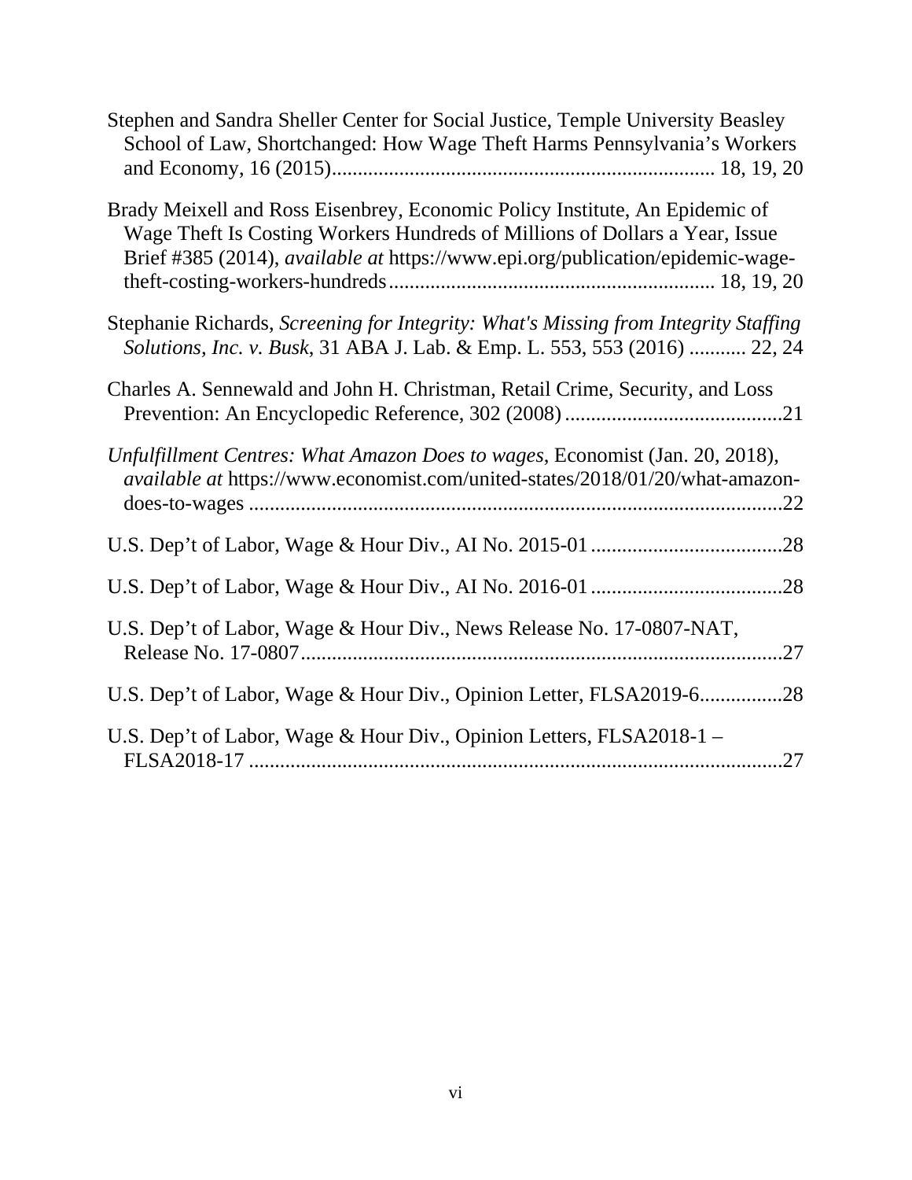Stephen and Sandra Sheller Center for Social Justice, Temple University Beasley School of Law, Shortchanged: How Wage Theft Harms Pennsylvania's Workers and Economy, 16 (2015)........................................................................ 18, 19, 20

Brady Meixell and Ross Eisenbrey, Economic Policy Institute, An Epidemic of Wage Theft Is Costing Workers Hundreds of Millions of Dollars a Year, Issue Brief #385 (2014), *available at* https://www.epi.org/publication/epidemic-wage-theft-costing-workers-hundreds............................................................. 18, 19, 20

Stephanie Richards, *Screening for Integrity: What's Missing from Integrity Staffing Solutions, Inc. v. Busk*, 31 ABA J. Lab. & Emp. L. 553, 553 (2016) ........... 22, 24

Charles A. Sennewald and John H. Christman, Retail Crime, Security, and Loss Prevention: An Encyclopedic Reference, 302 (2008) ..........................................21

*Unfulfillment Centres: What Amazon Does to wages*, Economist (Jan. 20, 2018), *available at* https://www.economist.com/united-states/2018/01/20/what-amazon-does-to-wages ......................................................................................................22

U.S. Dep't of Labor, Wage & Hour Div., AI No. 2015-01 .....................................28

U.S. Dep't of Labor, Wage & Hour Div., AI No. 2016-01 .....................................28

U.S. Dep't of Labor, Wage & Hour Div., News Release No. 17-0807-NAT, Release No. 17-0807.............................................................................................27

U.S. Dep't of Labor, Wage & Hour Div., Opinion Letter, FLSA2019-6................28

U.S. Dep't of Labor, Wage & Hour Div., Opinion Letters, FLSA2018-1 – FLSA2018-17 .......................................................................................................27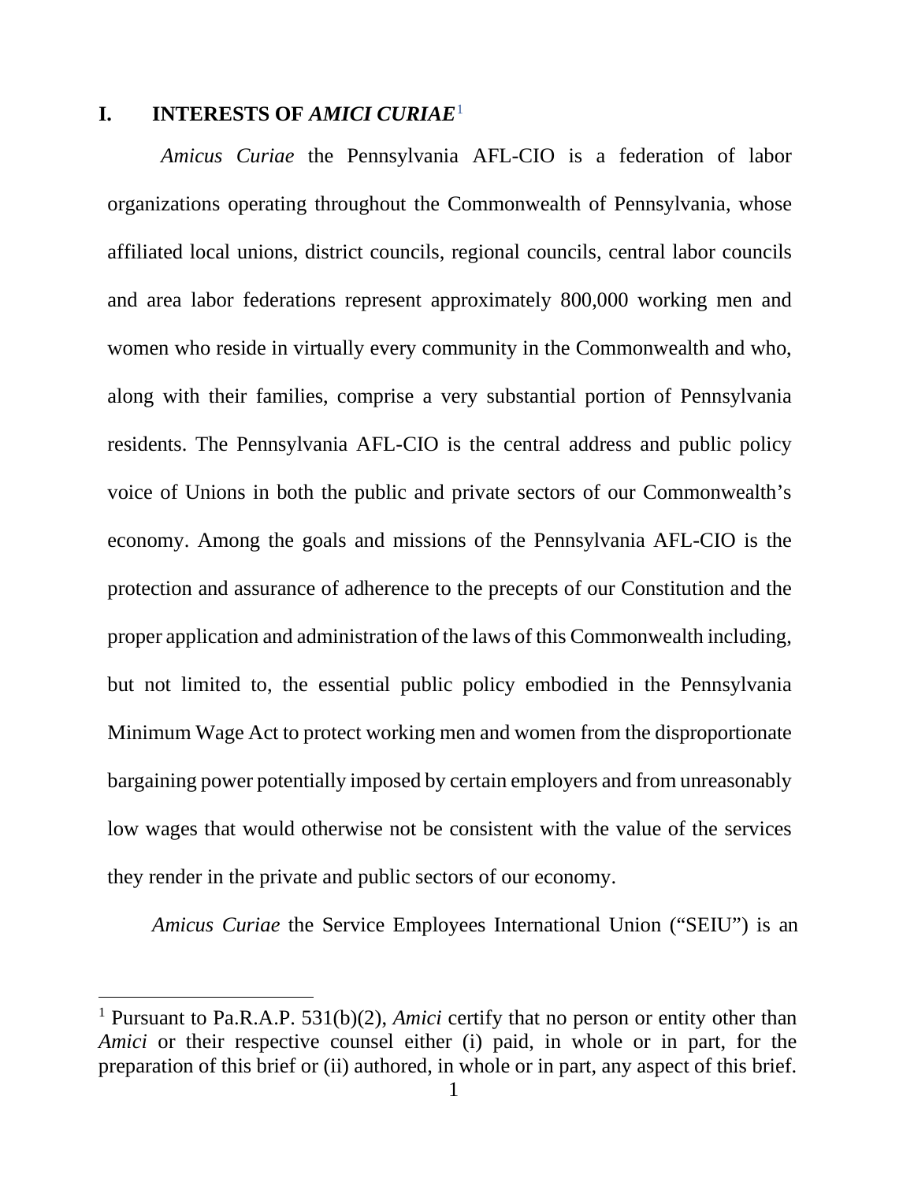## I. INTERESTS OF *AMICI CURIAE*[1]

*Amicus Curiae* the Pennsylvania AFL-CIO is a federation of labor organizations operating throughout the Commonwealth of Pennsylvania, whose affiliated local unions, district councils, regional councils, central labor councils and area labor federations represent approximately 800,000 working men and women who reside in virtually every community in the Commonwealth and who, along with their families, comprise a very substantial portion of Pennsylvania residents. The Pennsylvania AFL-CIO is the central address and public policy voice of Unions in both the public and private sectors of our Commonwealth's economy. Among the goals and missions of the Pennsylvania AFL-CIO is the protection and assurance of adherence to the precepts of our Constitution and the proper application and administration of the laws of this Commonwealth including, but not limited to, the essential public policy embodied in the Pennsylvania Minimum Wage Act to protect working men and women from the disproportionate bargaining power potentially imposed by certain employers and from unreasonably low wages that would otherwise not be consistent with the value of the services they render in the private and public sectors of our economy.

*Amicus Curiae* the Service Employees International Union ("SEIU") is an

[1] Pursuant to Pa.R.A.P. 531(b)(2), *Amici* certify that no person or entity other than *Amici* or their respective counsel either (i) paid, in whole or in part, for the preparation of this brief or (ii) authored, in whole or in part, any aspect of this brief.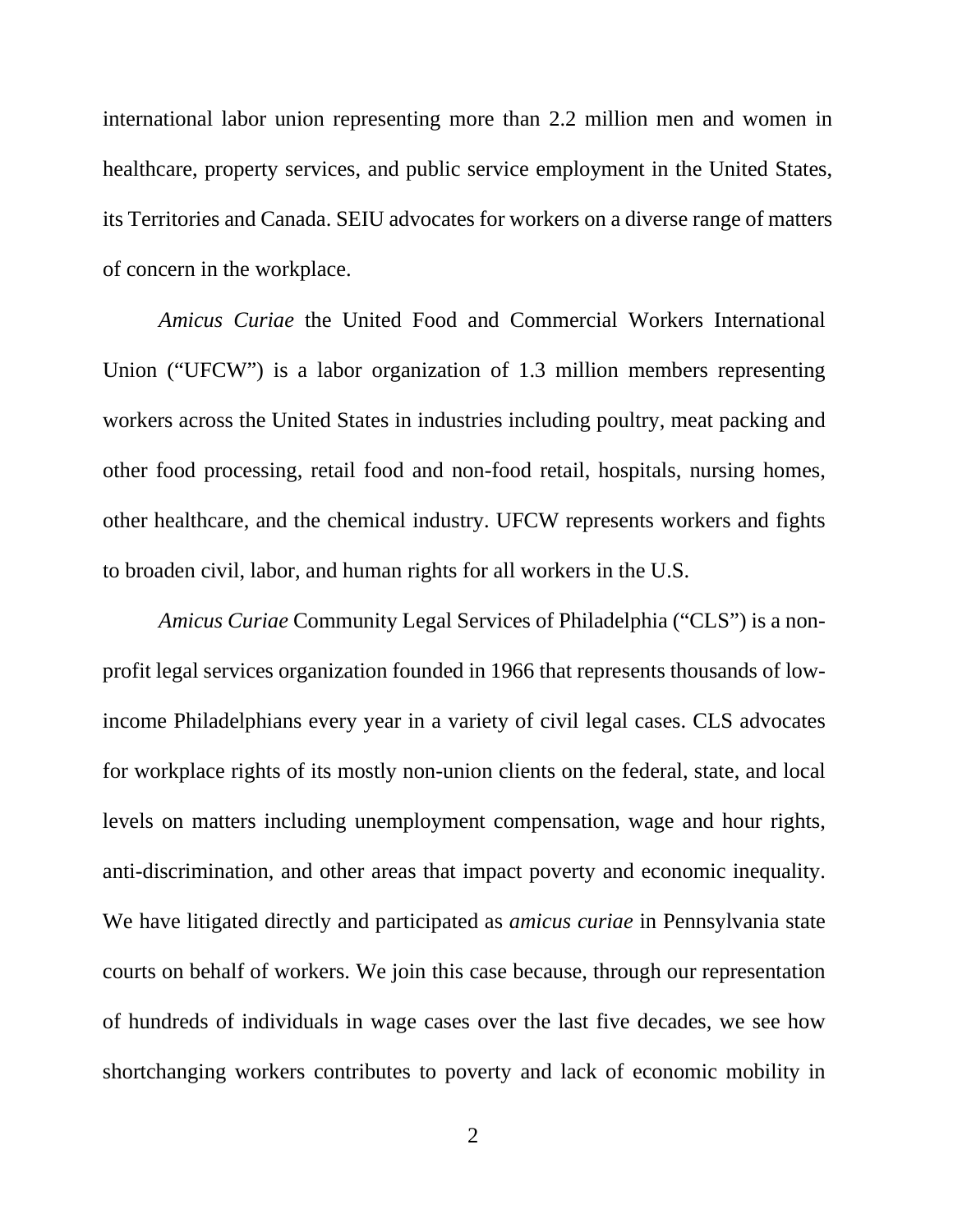international labor union representing more than 2.2 million men and women in healthcare, property services, and public service employment in the United States, its Territories and Canada. SEIU advocates for workers on a diverse range of matters of concern in the workplace.

*Amicus Curiae* the United Food and Commercial Workers International Union ("UFCW") is a labor organization of 1.3 million members representing workers across the United States in industries including poultry, meat packing and other food processing, retail food and non-food retail, hospitals, nursing homes, other healthcare, and the chemical industry. UFCW represents workers and fights to broaden civil, labor, and human rights for all workers in the U.S.

*Amicus Curiae* Community Legal Services of Philadelphia ("CLS") is a non-profit legal services organization founded in 1966 that represents thousands of low-income Philadelphians every year in a variety of civil legal cases. CLS advocates for workplace rights of its mostly non-union clients on the federal, state, and local levels on matters including unemployment compensation, wage and hour rights, anti-discrimination, and other areas that impact poverty and economic inequality. We have litigated directly and participated as *amicus curiae* in Pennsylvania state courts on behalf of workers. We join this case because, through our representation of hundreds of individuals in wage cases over the last five decades, we see how shortchanging workers contributes to poverty and lack of economic mobility in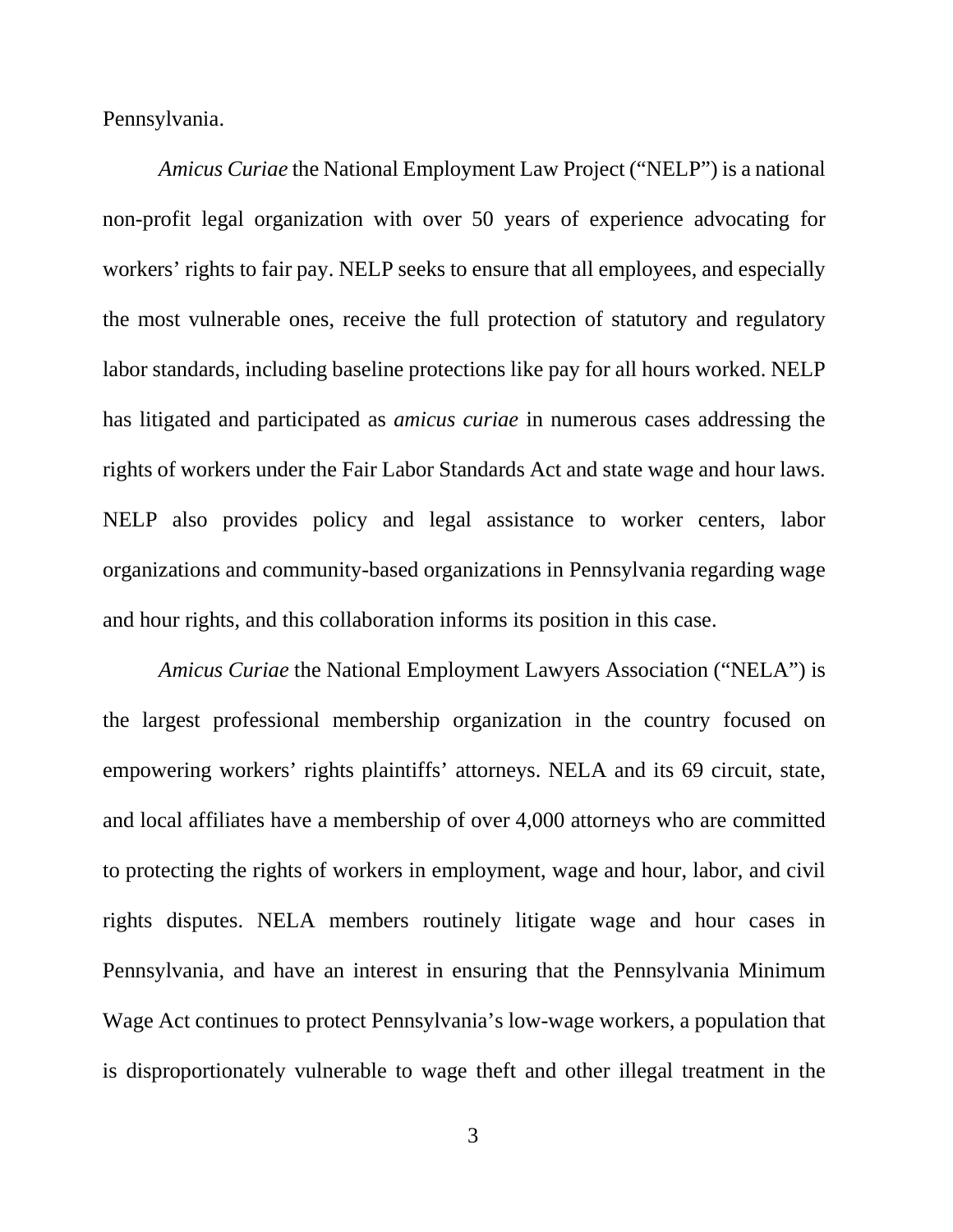Pennsylvania.

*Amicus Curiae* the National Employment Law Project ("NELP") is a national non-profit legal organization with over 50 years of experience advocating for workers' rights to fair pay. NELP seeks to ensure that all employees, and especially the most vulnerable ones, receive the full protection of statutory and regulatory labor standards, including baseline protections like pay for all hours worked. NELP has litigated and participated as *amicus curiae* in numerous cases addressing the rights of workers under the Fair Labor Standards Act and state wage and hour laws. NELP also provides policy and legal assistance to worker centers, labor organizations and community-based organizations in Pennsylvania regarding wage and hour rights, and this collaboration informs its position in this case.

*Amicus Curiae* the National Employment Lawyers Association ("NELA") is the largest professional membership organization in the country focused on empowering workers' rights plaintiffs' attorneys. NELA and its 69 circuit, state, and local affiliates have a membership of over 4,000 attorneys who are committed to protecting the rights of workers in employment, wage and hour, labor, and civil rights disputes. NELA members routinely litigate wage and hour cases in Pennsylvania, and have an interest in ensuring that the Pennsylvania Minimum Wage Act continues to protect Pennsylvania's low-wage workers, a population that is disproportionately vulnerable to wage theft and other illegal treatment in the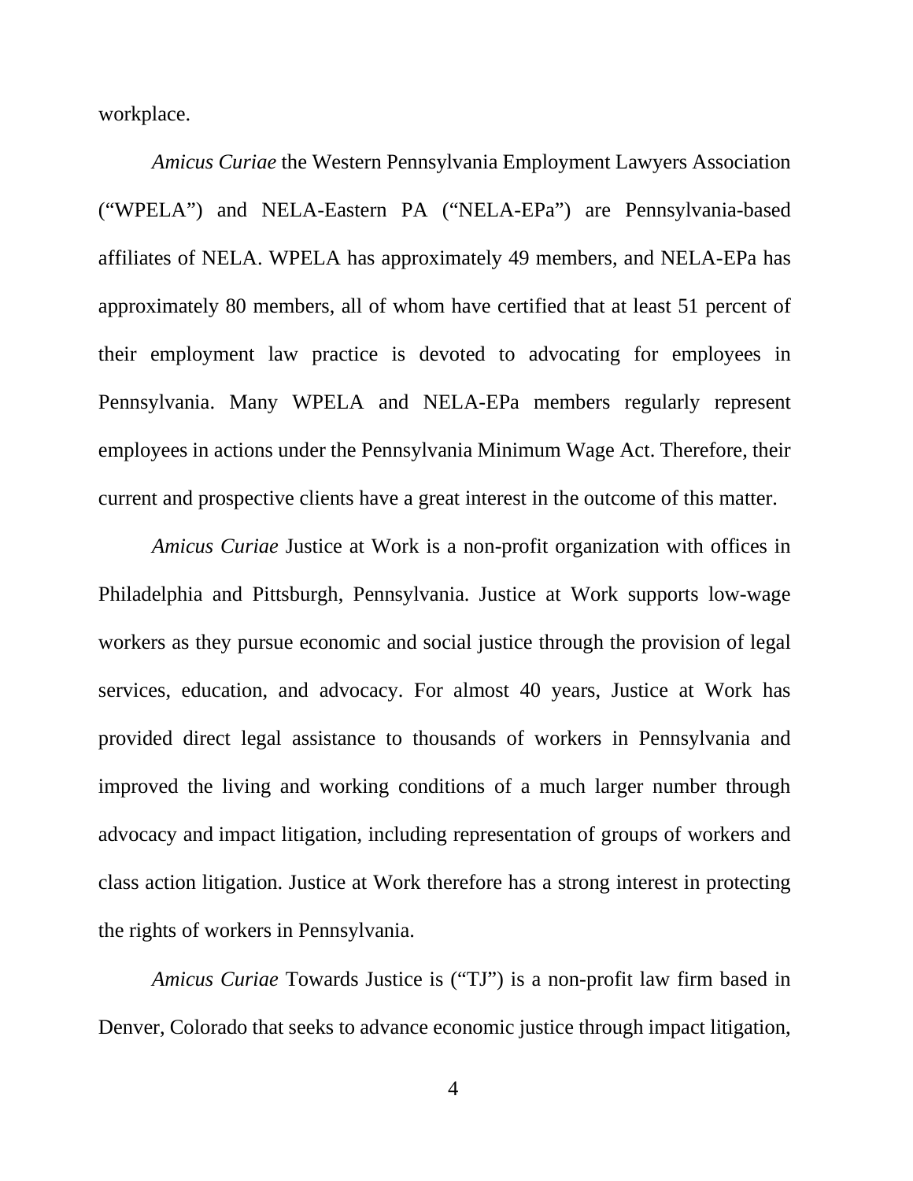workplace.

*Amicus Curiae* the Western Pennsylvania Employment Lawyers Association ("WPELA") and NELA-Eastern PA ("NELA-EPa") are Pennsylvania-based affiliates of NELA. WPELA has approximately 49 members, and NELA-EPa has approximately 80 members, all of whom have certified that at least 51 percent of their employment law practice is devoted to advocating for employees in Pennsylvania. Many WPELA and NELA-EPa members regularly represent employees in actions under the Pennsylvania Minimum Wage Act. Therefore, their current and prospective clients have a great interest in the outcome of this matter.

*Amicus Curiae* Justice at Work is a non-profit organization with offices in Philadelphia and Pittsburgh, Pennsylvania. Justice at Work supports low-wage workers as they pursue economic and social justice through the provision of legal services, education, and advocacy. For almost 40 years, Justice at Work has provided direct legal assistance to thousands of workers in Pennsylvania and improved the living and working conditions of a much larger number through advocacy and impact litigation, including representation of groups of workers and class action litigation. Justice at Work therefore has a strong interest in protecting the rights of workers in Pennsylvania.

*Amicus Curiae* Towards Justice is ("TJ") is a non-profit law firm based in Denver, Colorado that seeks to advance economic justice through impact litigation,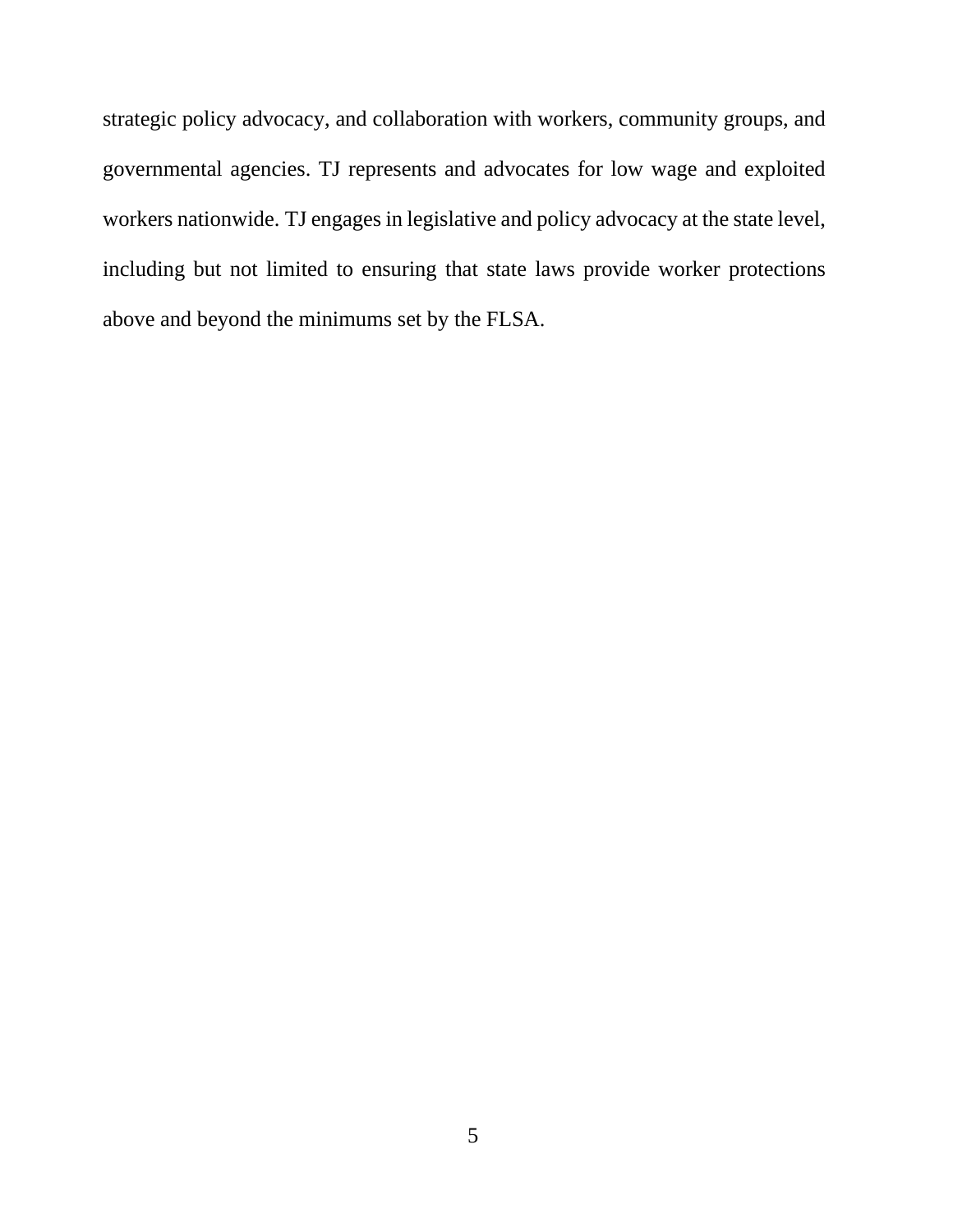strategic policy advocacy, and collaboration with workers, community groups, and governmental agencies. TJ represents and advocates for low wage and exploited workers nationwide. TJ engages in legislative and policy advocacy at the state level, including but not limited to ensuring that state laws provide worker protections above and beyond the minimums set by the FLSA.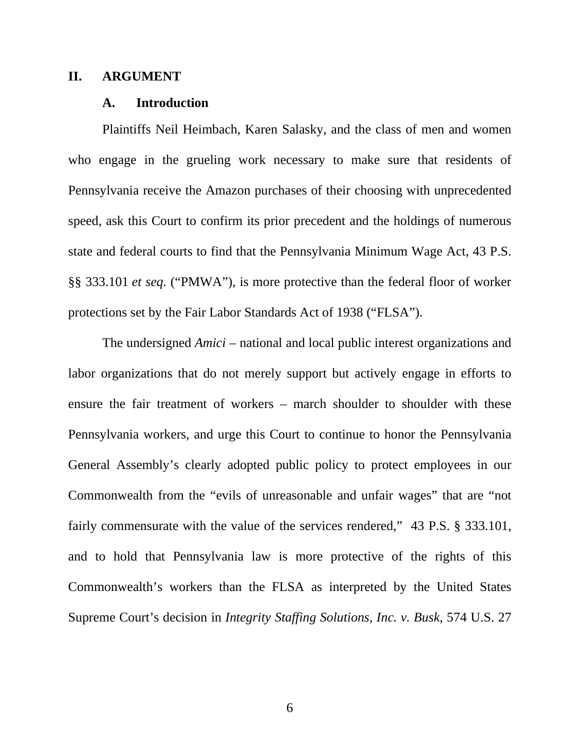## II. ARGUMENT

### A. Introduction

Plaintiffs Neil Heimbach, Karen Salasky, and the class of men and women who engage in the grueling work necessary to make sure that residents of Pennsylvania receive the Amazon purchases of their choosing with unprecedented speed, ask this Court to confirm its prior precedent and the holdings of numerous state and federal courts to find that the Pennsylvania Minimum Wage Act, 43 P.S. §§ 333.101 *et seq.* ("PMWA"), is more protective than the federal floor of worker protections set by the Fair Labor Standards Act of 1938 ("FLSA").

The undersigned *Amici* – national and local public interest organizations and labor organizations that do not merely support but actively engage in efforts to ensure the fair treatment of workers – march shoulder to shoulder with these Pennsylvania workers, and urge this Court to continue to honor the Pennsylvania General Assembly's clearly adopted public policy to protect employees in our Commonwealth from the "evils of unreasonable and unfair wages" that are "not fairly commensurate with the value of the services rendered," 43 P.S. § 333.101, and to hold that Pennsylvania law is more protective of the rights of this Commonwealth's workers than the FLSA as interpreted by the United States Supreme Court's decision in *Integrity Staffing Solutions, Inc. v. Busk*, 574 U.S. 27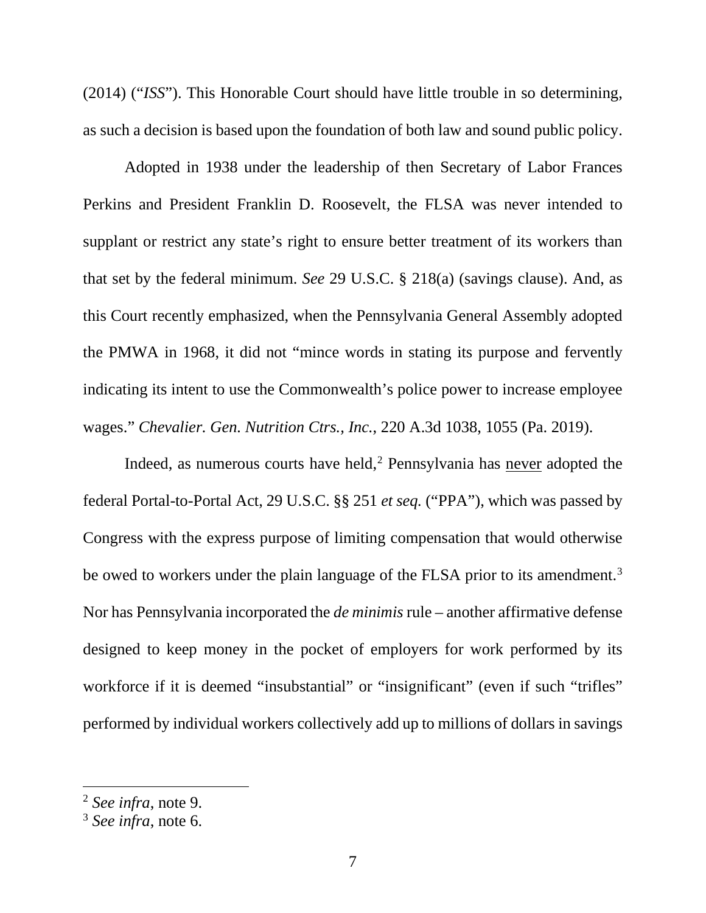(2014) ("*ISS*"). This Honorable Court should have little trouble in so determining, as such a decision is based upon the foundation of both law and sound public policy.

Adopted in 1938 under the leadership of then Secretary of Labor Frances Perkins and President Franklin D. Roosevelt, the FLSA was never intended to supplant or restrict any state's right to ensure better treatment of its workers than that set by the federal minimum. *See* 29 U.S.C. § 218(a) (savings clause). And, as this Court recently emphasized, when the Pennsylvania General Assembly adopted the PMWA in 1968, it did not "mince words in stating its purpose and fervently indicating its intent to use the Commonwealth's police power to increase employee wages." *Chevalier. Gen. Nutrition Ctrs., Inc.*, 220 A.3d 1038, 1055 (Pa. 2019).

Indeed, as numerous courts have held,[2] Pennsylvania has <u>never</u> adopted the federal Portal-to-Portal Act, 29 U.S.C. §§ 251 *et seq.* ("PPA"), which was passed by Congress with the express purpose of limiting compensation that would otherwise be owed to workers under the plain language of the FLSA prior to its amendment.[3] Nor has Pennsylvania incorporated the *de minimis* rule – another affirmative defense designed to keep money in the pocket of employers for work performed by its workforce if it is deemed "insubstantial" or "insignificant" (even if such "trifles" performed by individual workers collectively add up to millions of dollars in savings

---

[2] *See infra*, note 9.

[3] *See infra*, note 6.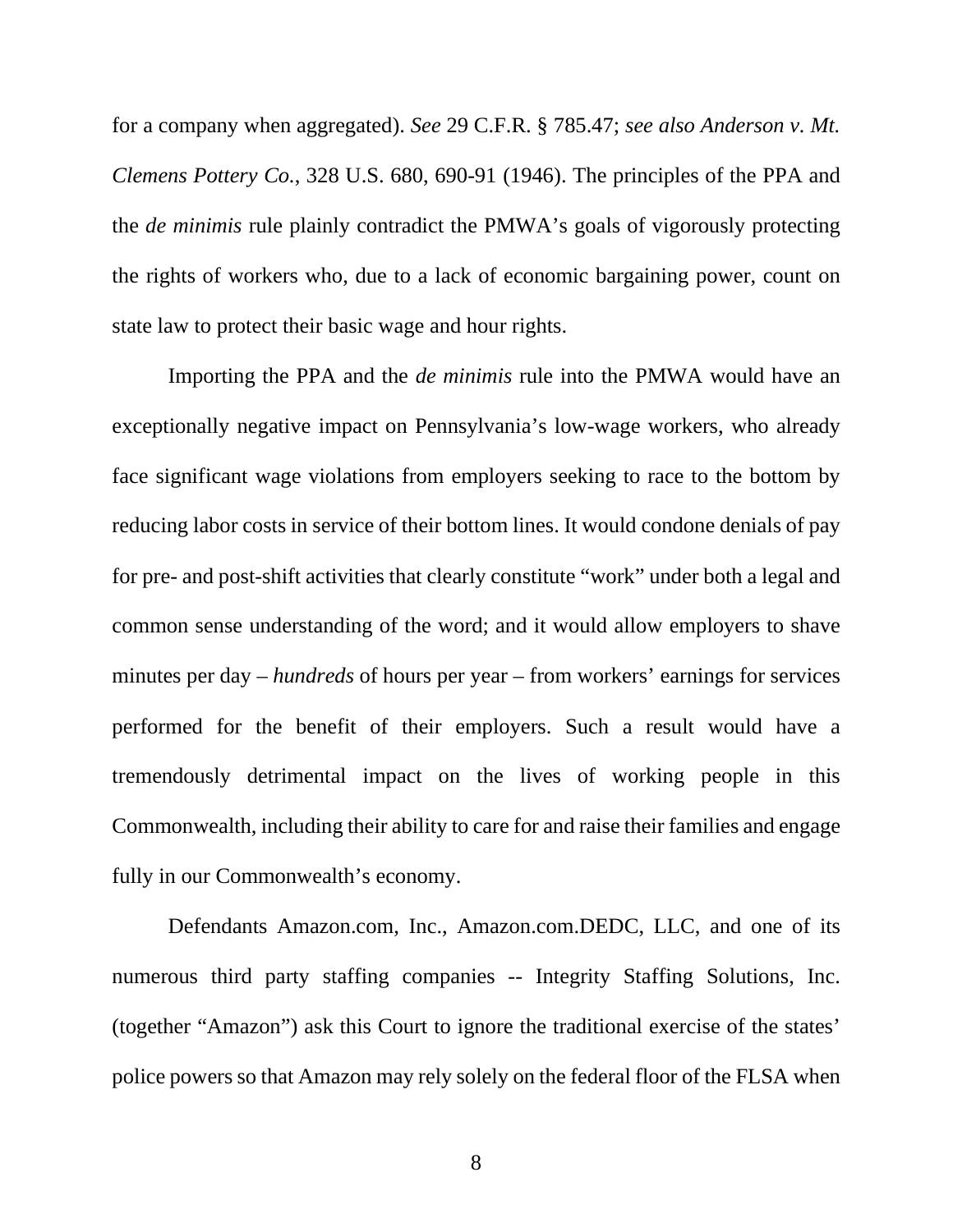for a company when aggregated). *See* 29 C.F.R. § 785.47; *see also Anderson v. Mt. Clemens Pottery Co.*, 328 U.S. 680, 690-91 (1946). The principles of the PPA and the *de minimis* rule plainly contradict the PMWA's goals of vigorously protecting the rights of workers who, due to a lack of economic bargaining power, count on state law to protect their basic wage and hour rights.

Importing the PPA and the *de minimis* rule into the PMWA would have an exceptionally negative impact on Pennsylvania's low-wage workers, who already face significant wage violations from employers seeking to race to the bottom by reducing labor costs in service of their bottom lines. It would condone denials of pay for pre- and post-shift activities that clearly constitute "work" under both a legal and common sense understanding of the word; and it would allow employers to shave minutes per day – *hundreds* of hours per year – from workers' earnings for services performed for the benefit of their employers. Such a result would have a tremendously detrimental impact on the lives of working people in this Commonwealth, including their ability to care for and raise their families and engage fully in our Commonwealth's economy.

Defendants Amazon.com, Inc., Amazon.com.DEDC, LLC, and one of its numerous third party staffing companies -- Integrity Staffing Solutions, Inc. (together "Amazon") ask this Court to ignore the traditional exercise of the states' police powers so that Amazon may rely solely on the federal floor of the FLSA when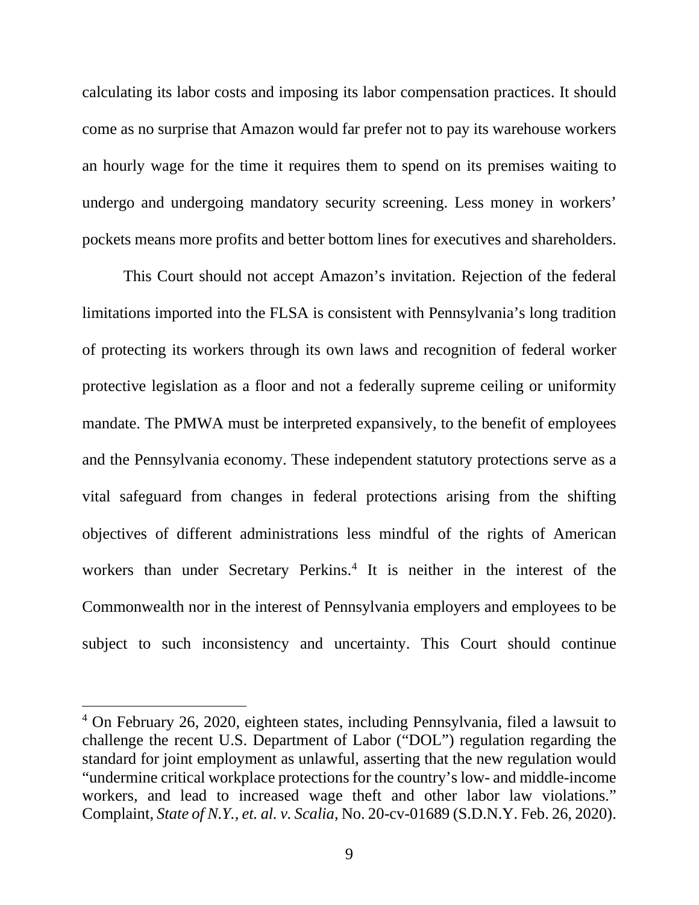calculating its labor costs and imposing its labor compensation practices. It should come as no surprise that Amazon would far prefer not to pay its warehouse workers an hourly wage for the time it requires them to spend on its premises waiting to undergo and undergoing mandatory security screening. Less money in workers' pockets means more profits and better bottom lines for executives and shareholders.

This Court should not accept Amazon's invitation. Rejection of the federal limitations imported into the FLSA is consistent with Pennsylvania's long tradition of protecting its workers through its own laws and recognition of federal worker protective legislation as a floor and not a federally supreme ceiling or uniformity mandate. The PMWA must be interpreted expansively, to the benefit of employees and the Pennsylvania economy. These independent statutory protections serve as a vital safeguard from changes in federal protections arising from the shifting objectives of different administrations less mindful of the rights of American workers than under Secretary Perkins.[4] It is neither in the interest of the Commonwealth nor in the interest of Pennsylvania employers and employees to be subject to such inconsistency and uncertainty. This Court should continue

[4] On February 26, 2020, eighteen states, including Pennsylvania, filed a lawsuit to challenge the recent U.S. Department of Labor ("DOL") regulation regarding the standard for joint employment as unlawful, asserting that the new regulation would "undermine critical workplace protections for the country's low- and middle-income workers, and lead to increased wage theft and other labor law violations." Complaint, *State of N.Y., et. al. v. Scalia*, No. 20-cv-01689 (S.D.N.Y. Feb. 26, 2020).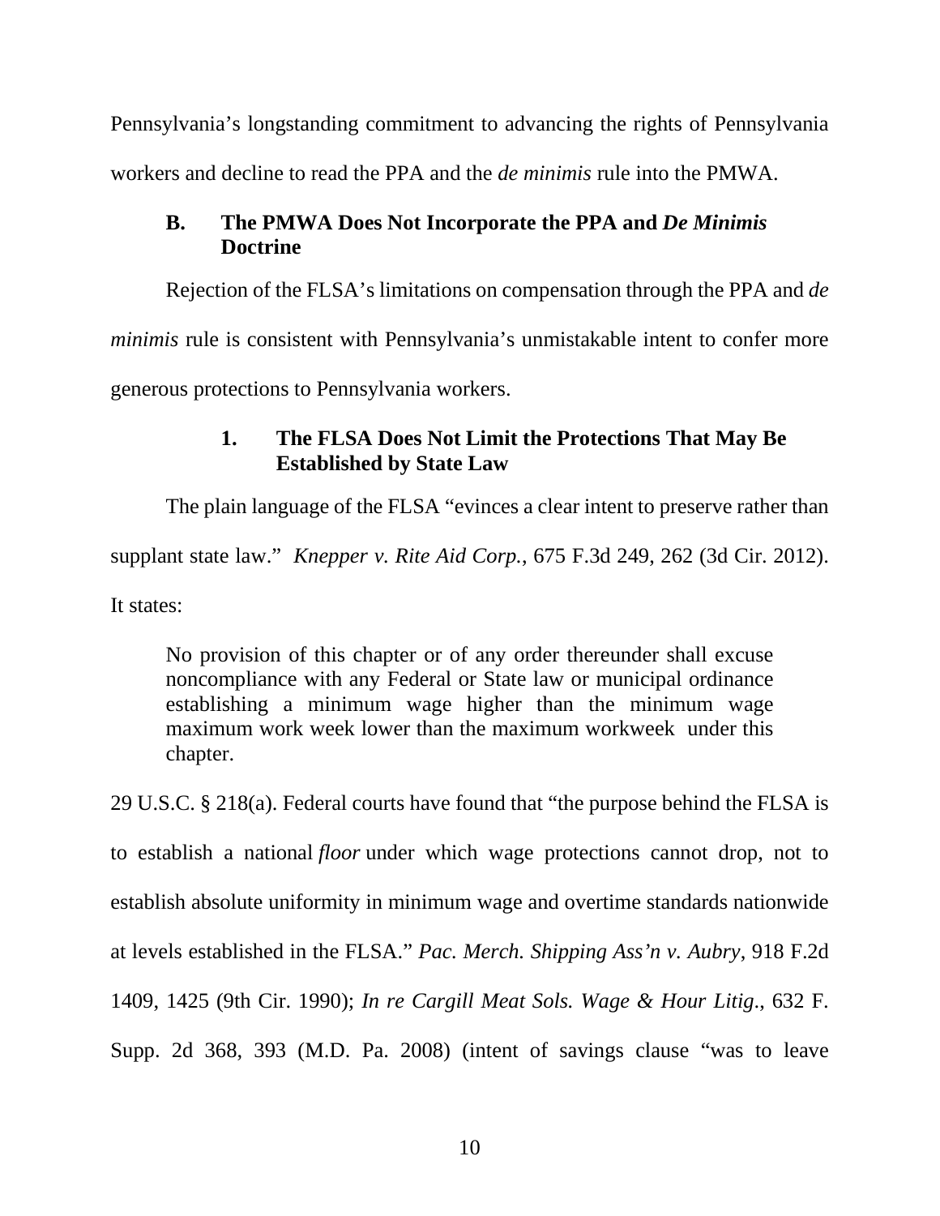Pennsylvania's longstanding commitment to advancing the rights of Pennsylvania workers and decline to read the PPA and the *de minimis* rule into the PMWA.

### B. The PMWA Does Not Incorporate the PPA and *De Minimis* Doctrine

Rejection of the FLSA's limitations on compensation through the PPA and *de minimis* rule is consistent with Pennsylvania's unmistakable intent to confer more generous protections to Pennsylvania workers.

#### 1. The FLSA Does Not Limit the Protections That May Be Established by State Law

The plain language of the FLSA "evinces a clear intent to preserve rather than supplant state law." *Knepper v. Rite Aid Corp.*, 675 F.3d 249, 262 (3d Cir. 2012). It states:

> No provision of this chapter or of any order thereunder shall excuse noncompliance with any Federal or State law or municipal ordinance establishing a minimum wage higher than the minimum wage maximum work week lower than the maximum workweek under this chapter.

29 U.S.C. § 218(a). Federal courts have found that "the purpose behind the FLSA is to establish a national *floor* under which wage protections cannot drop, not to establish absolute uniformity in minimum wage and overtime standards nationwide at levels established in the FLSA." *Pac. Merch. Shipping Ass'n v. Aubry*, 918 F.2d 1409, 1425 (9th Cir. 1990); *In re Cargill Meat Sols. Wage & Hour Litig*., 632 F. Supp. 2d 368, 393 (M.D. Pa. 2008) (intent of savings clause "was to leave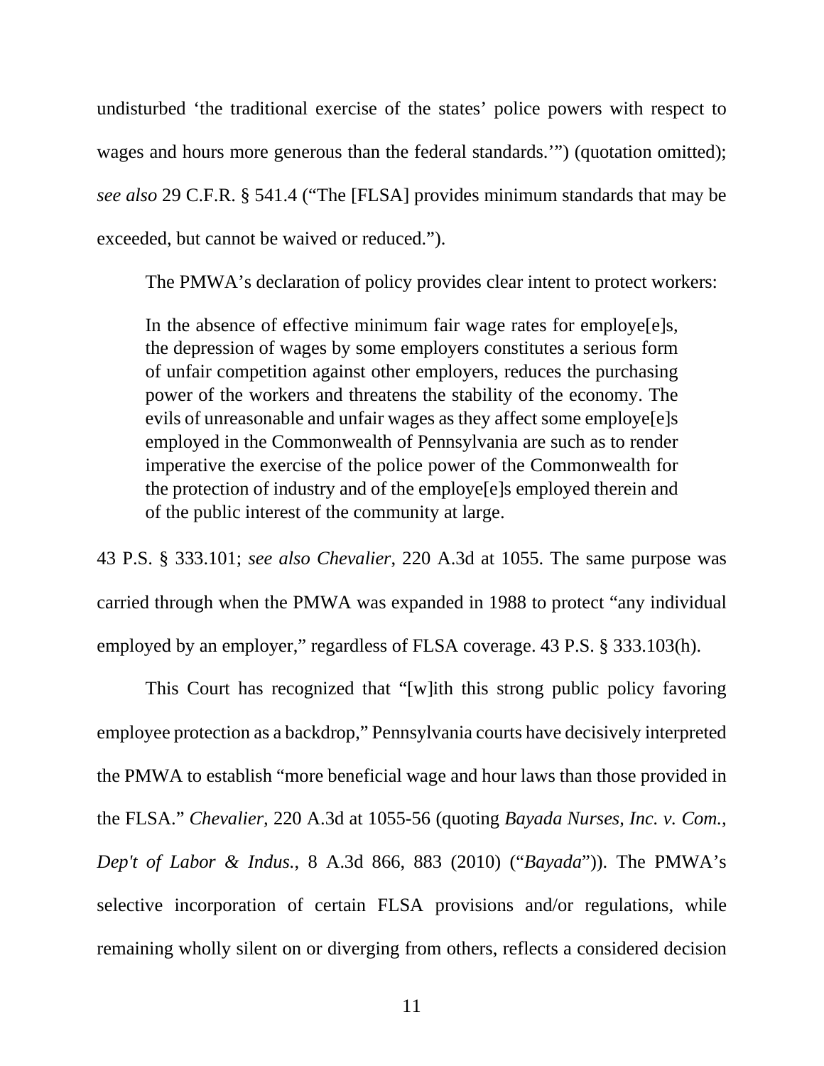undisturbed 'the traditional exercise of the states' police powers with respect to wages and hours more generous than the federal standards.'") (quotation omitted); *see also* 29 C.F.R. § 541.4 ("The [FLSA] provides minimum standards that may be exceeded, but cannot be waived or reduced.").

The PMWA's declaration of policy provides clear intent to protect workers:

> In the absence of effective minimum fair wage rates for employe[e]s, the depression of wages by some employers constitutes a serious form of unfair competition against other employers, reduces the purchasing power of the workers and threatens the stability of the economy. The evils of unreasonable and unfair wages as they affect some employe[e]s employed in the Commonwealth of Pennsylvania are such as to render imperative the exercise of the police power of the Commonwealth for the protection of industry and of the employe[e]s employed therein and of the public interest of the community at large.

43 P.S. § 333.101; *see also Chevalier*, 220 A.3d at 1055. The same purpose was carried through when the PMWA was expanded in 1988 to protect "any individual employed by an employer," regardless of FLSA coverage. 43 P.S. § 333.103(h).

This Court has recognized that "[w]ith this strong public policy favoring employee protection as a backdrop," Pennsylvania courts have decisively interpreted the PMWA to establish "more beneficial wage and hour laws than those provided in the FLSA." *Chevalier*, 220 A.3d at 1055-56 (quoting *Bayada Nurses, Inc. v. Com., Dep't of Labor & Indus.*, 8 A.3d 866, 883 (2010) ("*Bayada*")). The PMWA's selective incorporation of certain FLSA provisions and/or regulations, while remaining wholly silent on or diverging from others, reflects a considered decision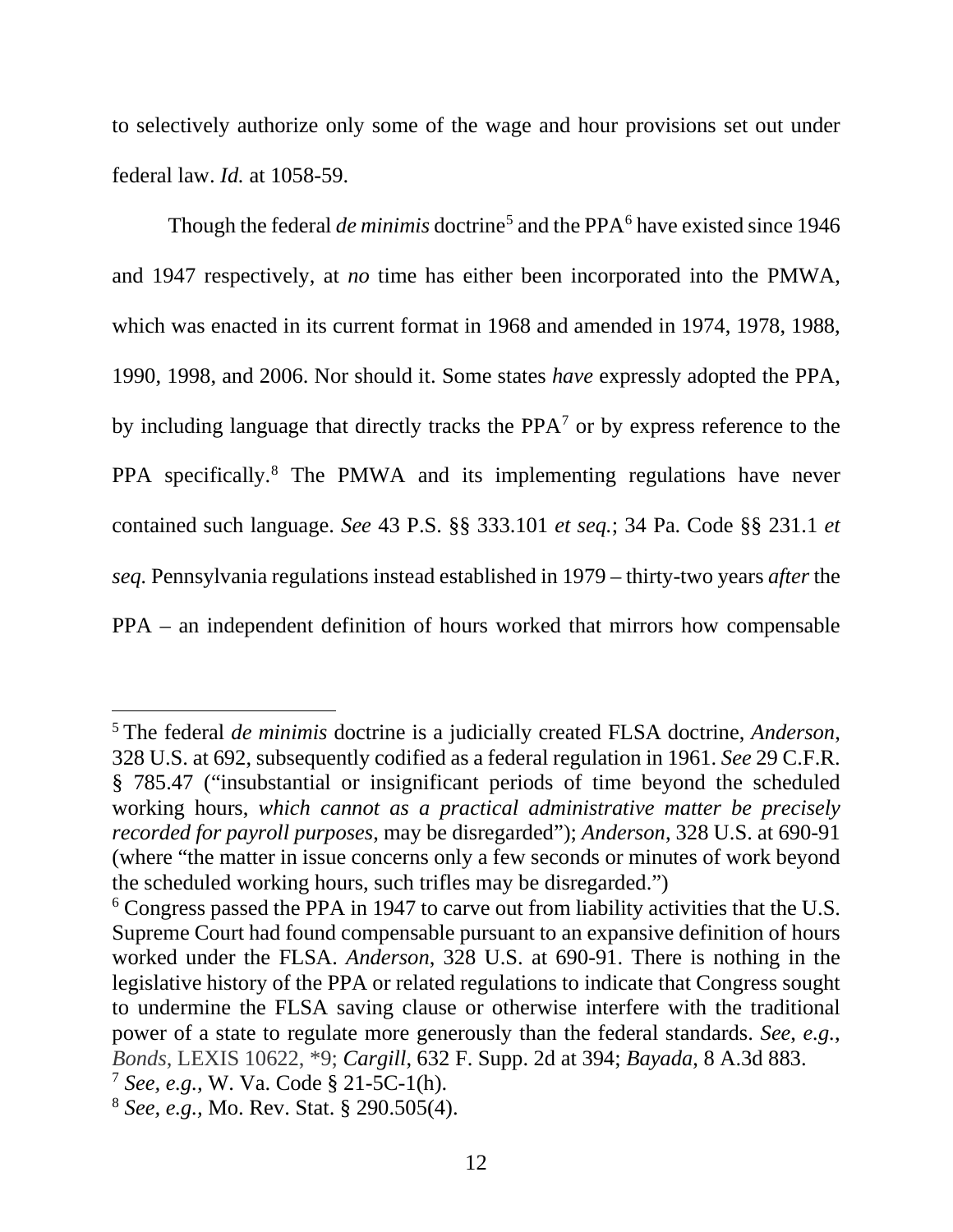to selectively authorize only some of the wage and hour provisions set out under federal law. *Id.* at 1058-59.

Though the federal *de minimis* doctrine[5] and the PPA[6] have existed since 1946 and 1947 respectively, at *no* time has either been incorporated into the PMWA, which was enacted in its current format in 1968 and amended in 1974, 1978, 1988, 1990, 1998, and 2006. Nor should it. Some states *have* expressly adopted the PPA, by including language that directly tracks the PPA[7] or by express reference to the PPA specifically.[8] The PMWA and its implementing regulations have never contained such language. *See* 43 P.S. §§ 333.101 *et seq.*; 34 Pa. Code §§ 231.1 *et seq.* Pennsylvania regulations instead established in 1979 – thirty-two years *after* the PPA – an independent definition of hours worked that mirrors how compensable

---

[5] The federal *de minimis* doctrine is a judicially created FLSA doctrine, *Anderson*, 328 U.S. at 692, subsequently codified as a federal regulation in 1961. *See* 29 C.F.R. § 785.47 ("insubstantial or insignificant periods of time beyond the scheduled working hours, *which cannot as a practical administrative matter be precisely recorded for payroll purposes*, may be disregarded"); *Anderson*, 328 U.S. at 690-91 (where "the matter in issue concerns only a few seconds or minutes of work beyond the scheduled working hours, such trifles may be disregarded.")

[6] Congress passed the PPA in 1947 to carve out from liability activities that the U.S. Supreme Court had found compensable pursuant to an expansive definition of hours worked under the FLSA. *Anderson*, 328 U.S. at 690-91. There is nothing in the legislative history of the PPA or related regulations to indicate that Congress sought to undermine the FLSA saving clause or otherwise interfere with the traditional power of a state to regulate more generously than the federal standards. *See, e.g.*, *Bonds*, LEXIS 10622, *9; *Cargill*, 632 F. Supp. 2d at 394; *Bayada*, 8 A.3d 883.

[7] *See, e.g.,* W. Va. Code § 21-5C-1(h).

[8] *See, e.g.,* Mo. Rev. Stat. § 290.505(4).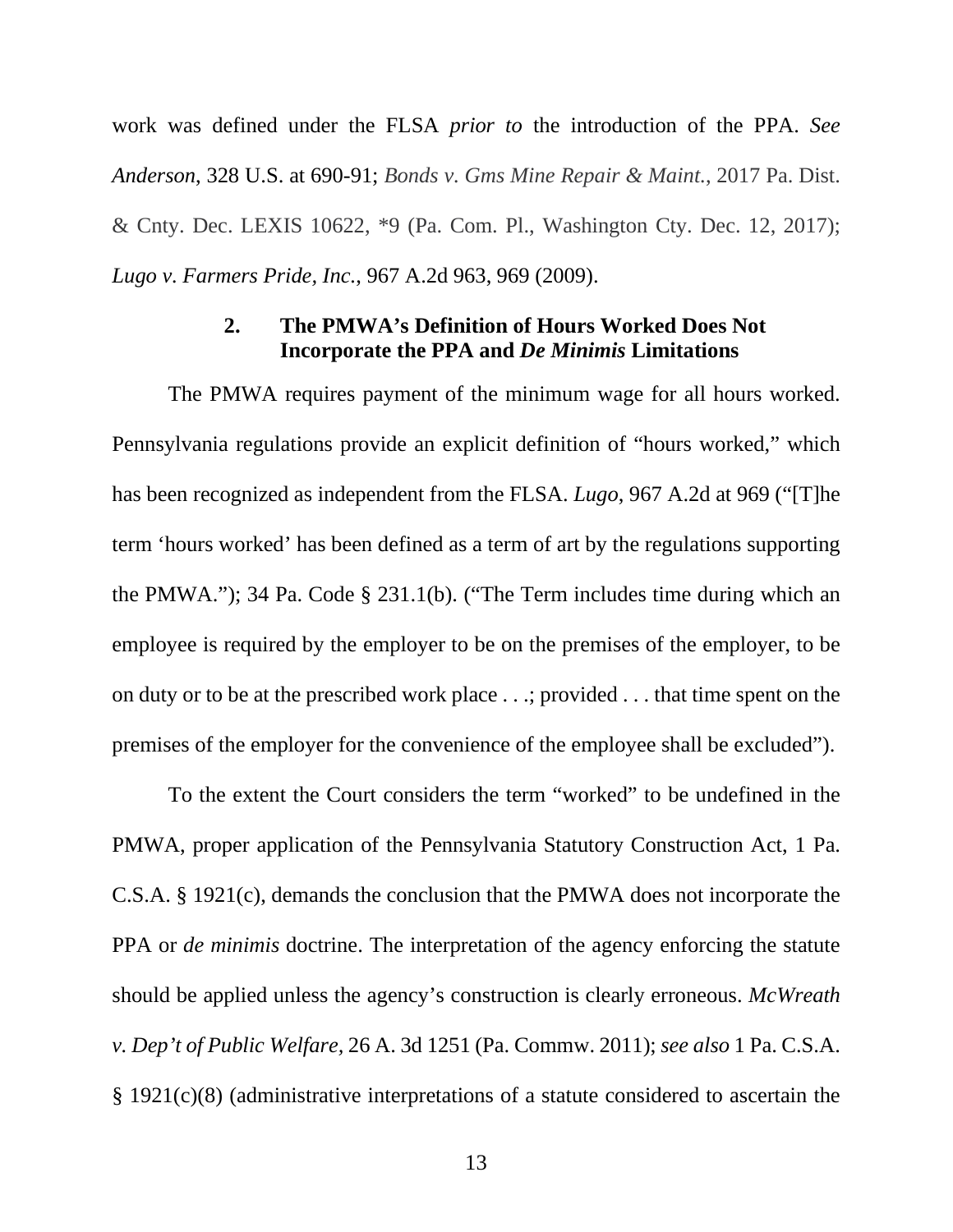work was defined under the FLSA *prior to* the introduction of the PPA. *See Anderson*, 328 U.S. at 690-91; *Bonds v. Gms Mine Repair & Maint.*, 2017 Pa. Dist. & Cnty. Dec. LEXIS 10622, *9 (Pa. Com. Pl., Washington Cty. Dec. 12, 2017); *Lugo v. Farmers Pride, Inc.*, 967 A.2d 963, 969 (2009).

### 2. The PMWA's Definition of Hours Worked Does Not Incorporate the PPA and *De Minimis* Limitations

The PMWA requires payment of the minimum wage for all hours worked. Pennsylvania regulations provide an explicit definition of "hours worked," which has been recognized as independent from the FLSA. *Lugo*, 967 A.2d at 969 ("[T]he term 'hours worked' has been defined as a term of art by the regulations supporting the PMWA."); 34 Pa. Code § 231.1(b). ("The Term includes time during which an employee is required by the employer to be on the premises of the employer, to be on duty or to be at the prescribed work place . . .; provided . . . that time spent on the premises of the employer for the convenience of the employee shall be excluded").

To the extent the Court considers the term "worked" to be undefined in the PMWA, proper application of the Pennsylvania Statutory Construction Act, 1 Pa. C.S.A. § 1921(c), demands the conclusion that the PMWA does not incorporate the PPA or *de minimis* doctrine. The interpretation of the agency enforcing the statute should be applied unless the agency's construction is clearly erroneous. *McWreath v. Dep't of Public Welfare,* 26 A. 3d 1251 (Pa. Commw. 2011); *see also* 1 Pa. C.S.A. § 1921(c)(8) (administrative interpretations of a statute considered to ascertain the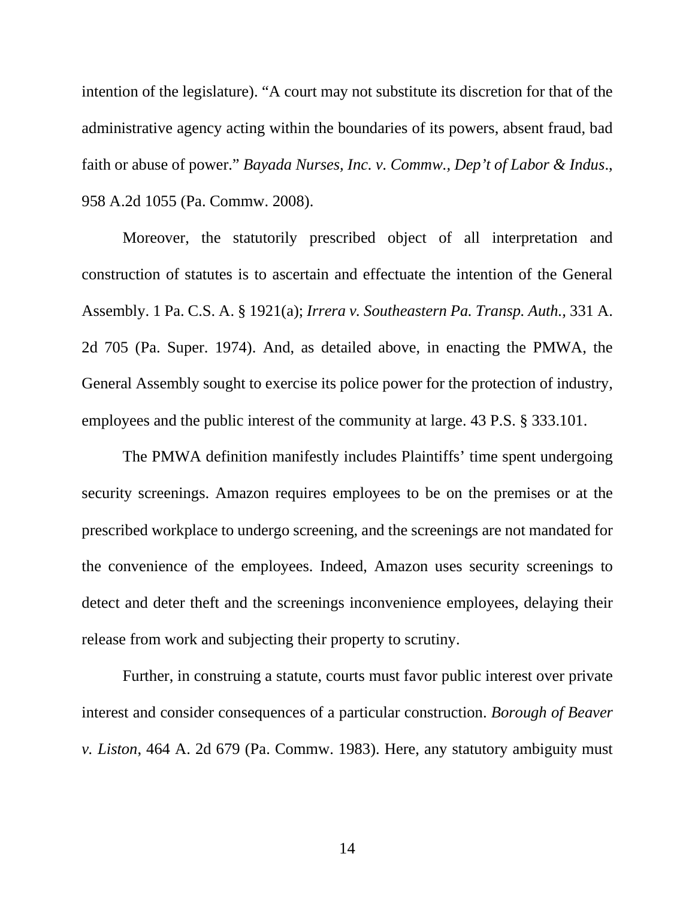intention of the legislature). "A court may not substitute its discretion for that of the administrative agency acting within the boundaries of its powers, absent fraud, bad faith or abuse of power." *Bayada Nurses, Inc. v. Commw., Dep't of Labor & Indus*., 958 A.2d 1055 (Pa. Commw. 2008).

Moreover, the statutorily prescribed object of all interpretation and construction of statutes is to ascertain and effectuate the intention of the General Assembly. 1 Pa. C.S. A. § 1921(a); *Irrera v. Southeastern Pa. Transp. Auth.,* 331 A. 2d 705 (Pa. Super. 1974). And, as detailed above, in enacting the PMWA, the General Assembly sought to exercise its police power for the protection of industry, employees and the public interest of the community at large. 43 P.S. § 333.101.

The PMWA definition manifestly includes Plaintiffs' time spent undergoing security screenings. Amazon requires employees to be on the premises or at the prescribed workplace to undergo screening, and the screenings are not mandated for the convenience of the employees. Indeed, Amazon uses security screenings to detect and deter theft and the screenings inconvenience employees, delaying their release from work and subjecting their property to scrutiny.

Further, in construing a statute, courts must favor public interest over private interest and consider consequences of a particular construction. *Borough of Beaver v. Liston*, 464 A. 2d 679 (Pa. Commw. 1983). Here, any statutory ambiguity must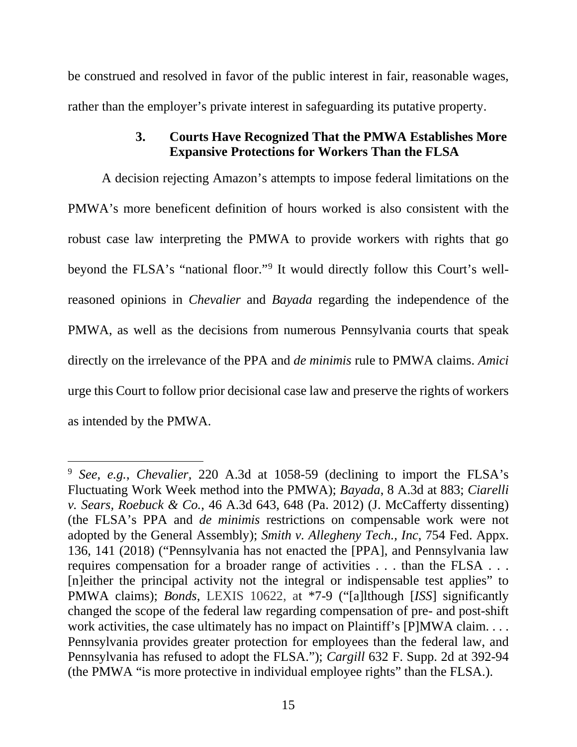be construed and resolved in favor of the public interest in fair, reasonable wages, rather than the employer's private interest in safeguarding its putative property.

### 3. Courts Have Recognized That the PMWA Establishes More Expansive Protections for Workers Than the FLSA

A decision rejecting Amazon's attempts to impose federal limitations on the PMWA's more beneficent definition of hours worked is also consistent with the robust case law interpreting the PMWA to provide workers with rights that go beyond the FLSA's "national floor."[9] It would directly follow this Court's well-reasoned opinions in *Chevalier* and *Bayada* regarding the independence of the PMWA, as well as the decisions from numerous Pennsylvania courts that speak directly on the irrelevance of the PPA and *de minimis* rule to PMWA claims. *Amici* urge this Court to follow prior decisional case law and preserve the rights of workers as intended by the PMWA.

---

[9] *See*, *e.g.*, *Chevalier*, 220 A.3d at 1058-59 (declining to import the FLSA's Fluctuating Work Week method into the PMWA); *Bayada*, 8 A.3d at 883; *Ciarelli v. Sears, Roebuck & Co.*, 46 A.3d 643, 648 (Pa. 2012) (J. McCafferty dissenting) (the FLSA's PPA and *de minimis* restrictions on compensable work were not adopted by the General Assembly); *Smith v. Allegheny Tech., Inc*, 754 Fed. Appx. 136, 141 (2018) ("Pennsylvania has not enacted the [PPA], and Pennsylvania law requires compensation for a broader range of activities . . . than the FLSA . . . [n]either the principal activity not the integral or indispensable test applies" to PMWA claims); *Bonds*, LEXIS 10622, at *7-9 ("[a]lthough [*ISS*] significantly changed the scope of the federal law regarding compensation of pre- and post-shift work activities, the case ultimately has no impact on Plaintiff's [P]MWA claim. . . . Pennsylvania provides greater protection for employees than the federal law, and Pennsylvania has refused to adopt the FLSA."); *Cargill* 632 F. Supp. 2d at 392-94 (the PMWA "is more protective in individual employee rights" than the FLSA.).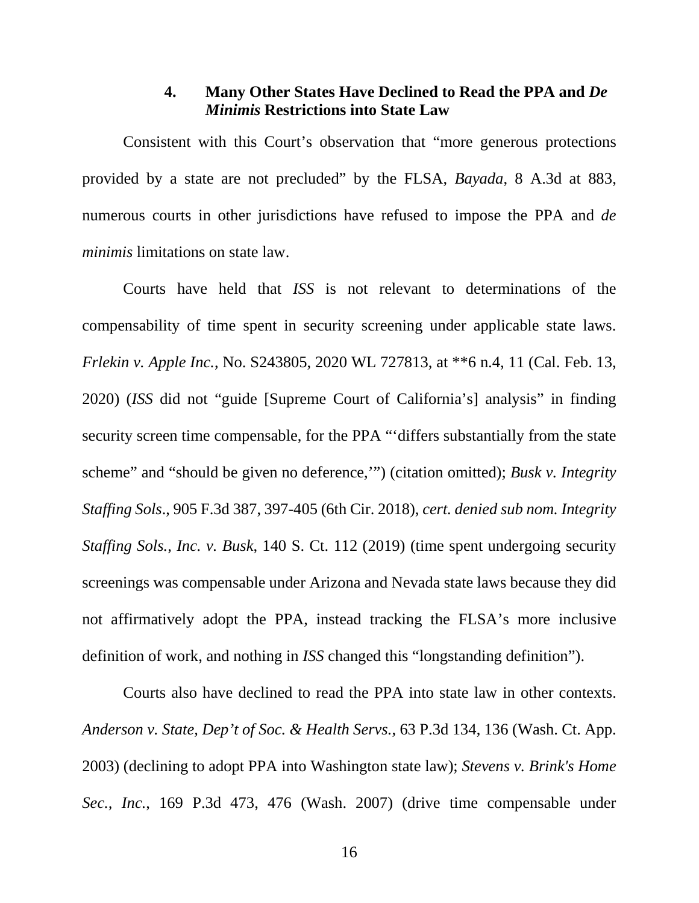### 4. Many Other States Have Declined to Read the PPA and *De Minimis* Restrictions into State Law

Consistent with this Court's observation that "more generous protections provided by a state are not precluded" by the FLSA, *Bayada*, 8 A.3d at 883, numerous courts in other jurisdictions have refused to impose the PPA and *de minimis* limitations on state law.

Courts have held that *ISS* is not relevant to determinations of the compensability of time spent in security screening under applicable state laws. *Frlekin v. Apple Inc.*, No. S243805, 2020 WL 727813, at **6 n.4, 11 (Cal. Feb. 13, 2020) (*ISS* did not "guide [Supreme Court of California's] analysis" in finding security screen time compensable, for the PPA "'differs substantially from the state scheme" and "should be given no deference,'") (citation omitted); *Busk v. Integrity Staffing Sols*., 905 F.3d 387, 397-405 (6th Cir. 2018), *cert. denied sub nom. Integrity Staffing Sols., Inc. v. Busk*, 140 S. Ct. 112 (2019) (time spent undergoing security screenings was compensable under Arizona and Nevada state laws because they did not affirmatively adopt the PPA, instead tracking the FLSA's more inclusive definition of work, and nothing in *ISS* changed this "longstanding definition").

Courts also have declined to read the PPA into state law in other contexts. *Anderson v. State, Dep't of Soc. & Health Servs.*, 63 P.3d 134, 136 (Wash. Ct. App. 2003) (declining to adopt PPA into Washington state law); *Stevens v. Brink's Home Sec., Inc.*, 169 P.3d 473, 476 (Wash. 2007) (drive time compensable under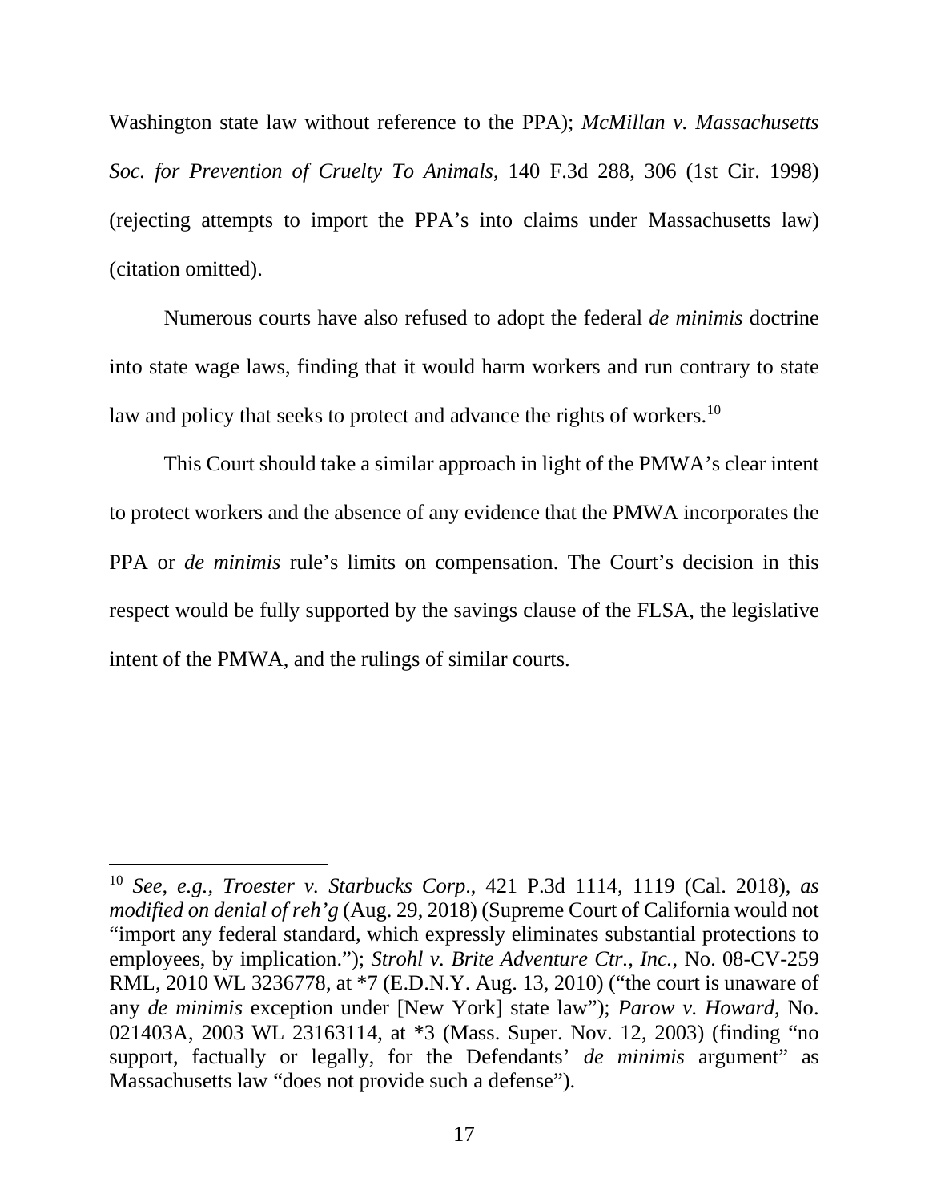Washington state law without reference to the PPA); *McMillan v. Massachusetts Soc. for Prevention of Cruelty To Animals*, 140 F.3d 288, 306 (1st Cir. 1998) (rejecting attempts to import the PPA's into claims under Massachusetts law) (citation omitted).

Numerous courts have also refused to adopt the federal *de minimis* doctrine into state wage laws, finding that it would harm workers and run contrary to state law and policy that seeks to protect and advance the rights of workers.[10]

This Court should take a similar approach in light of the PMWA's clear intent to protect workers and the absence of any evidence that the PMWA incorporates the PPA or *de minimis* rule's limits on compensation. The Court's decision in this respect would be fully supported by the savings clause of the FLSA, the legislative intent of the PMWA, and the rulings of similar courts.

---

[10] *See, e.g.*, *Troester v. Starbucks Corp*., 421 P.3d 1114, 1119 (Cal. 2018), *as modified on denial of reh'g* (Aug. 29, 2018) (Supreme Court of California would not "import any federal standard, which expressly eliminates substantial protections to employees, by implication."); *Strohl v. Brite Adventure Ctr., Inc.*, No. 08-CV-259 RML, 2010 WL 3236778, at *7 (E.D.N.Y. Aug. 13, 2010) ("the court is unaware of any *de minimis* exception under [New York] state law"); *Parow v. Howard*, No. 021403A, 2003 WL 23163114, at *3 (Mass. Super. Nov. 12, 2003) (finding "no support, factually or legally, for the Defendants' *de minimis* argument" as Massachusetts law "does not provide such a defense").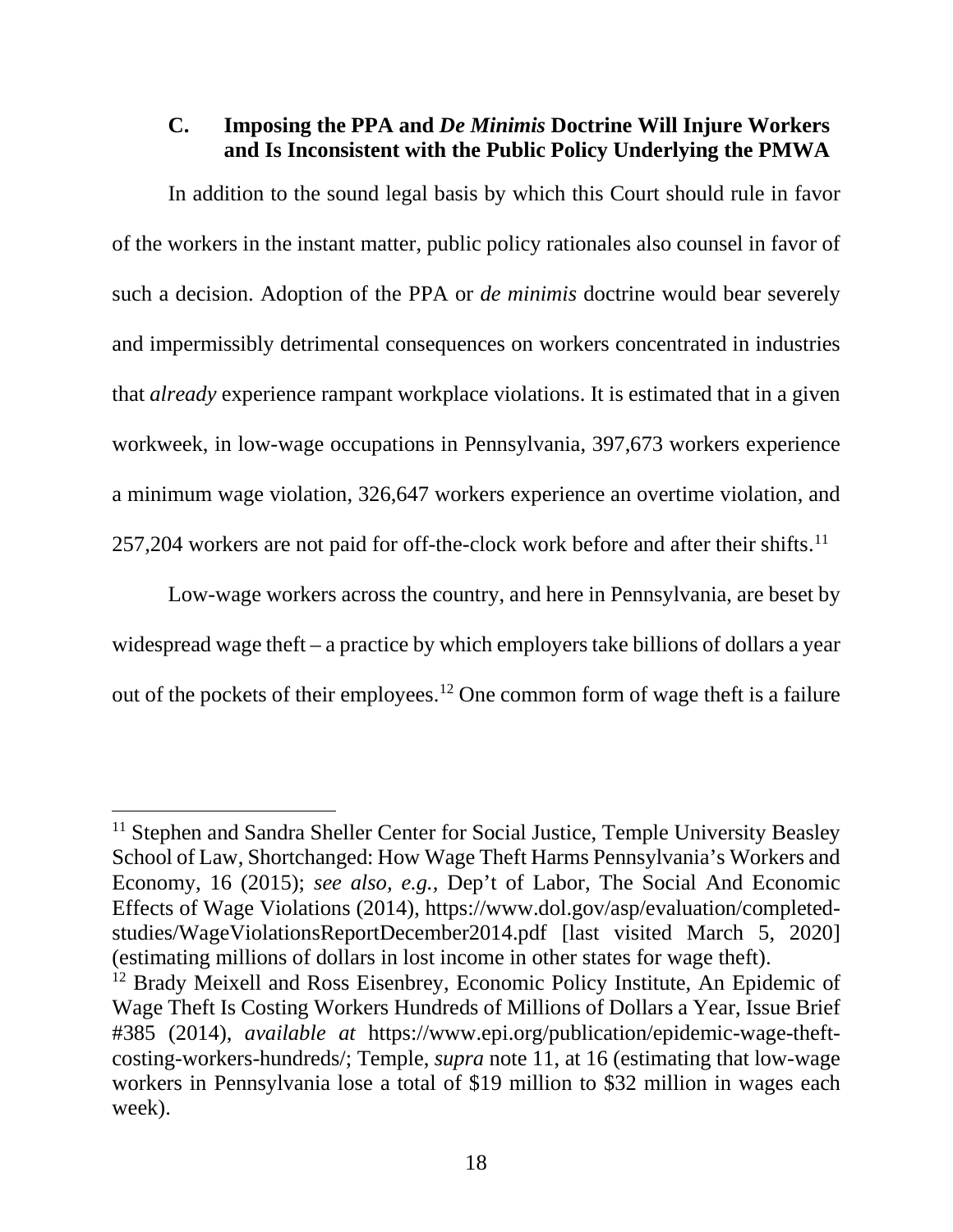### C. Imposing the PPA and *De Minimis* Doctrine Will Injure Workers and Is Inconsistent with the Public Policy Underlying the PMWA

In addition to the sound legal basis by which this Court should rule in favor of the workers in the instant matter, public policy rationales also counsel in favor of such a decision. Adoption of the PPA or *de minimis* doctrine would bear severely and impermissibly detrimental consequences on workers concentrated in industries that *already* experience rampant workplace violations. It is estimated that in a given workweek, in low-wage occupations in Pennsylvania, 397,673 workers experience a minimum wage violation, 326,647 workers experience an overtime violation, and 257,204 workers are not paid for off-the-clock work before and after their shifts.[11]

Low-wage workers across the country, and here in Pennsylvania, are beset by widespread wage theft – a practice by which employers take billions of dollars a year out of the pockets of their employees.[12] One common form of wage theft is a failure

---

[11] Stephen and Sandra Sheller Center for Social Justice, Temple University Beasley School of Law, Shortchanged: How Wage Theft Harms Pennsylvania's Workers and Economy, 16 (2015); *see also, e.g.*, Dep't of Labor, The Social And Economic Effects of Wage Violations (2014), https://www.dol.gov/asp/evaluation/completed-studies/WageViolationsReportDecember2014.pdf [last visited March 5, 2020] (estimating millions of dollars in lost income in other states for wage theft).

[12] Brady Meixell and Ross Eisenbrey, Economic Policy Institute, An Epidemic of Wage Theft Is Costing Workers Hundreds of Millions of Dollars a Year, Issue Brief #385 (2014), *available at* https://www.epi.org/publication/epidemic-wage-theft-costing-workers-hundreds/; Temple, *supra* note 11, at 16 (estimating that low-wage workers in Pennsylvania lose a total of $19 million to $32 million in wages each week).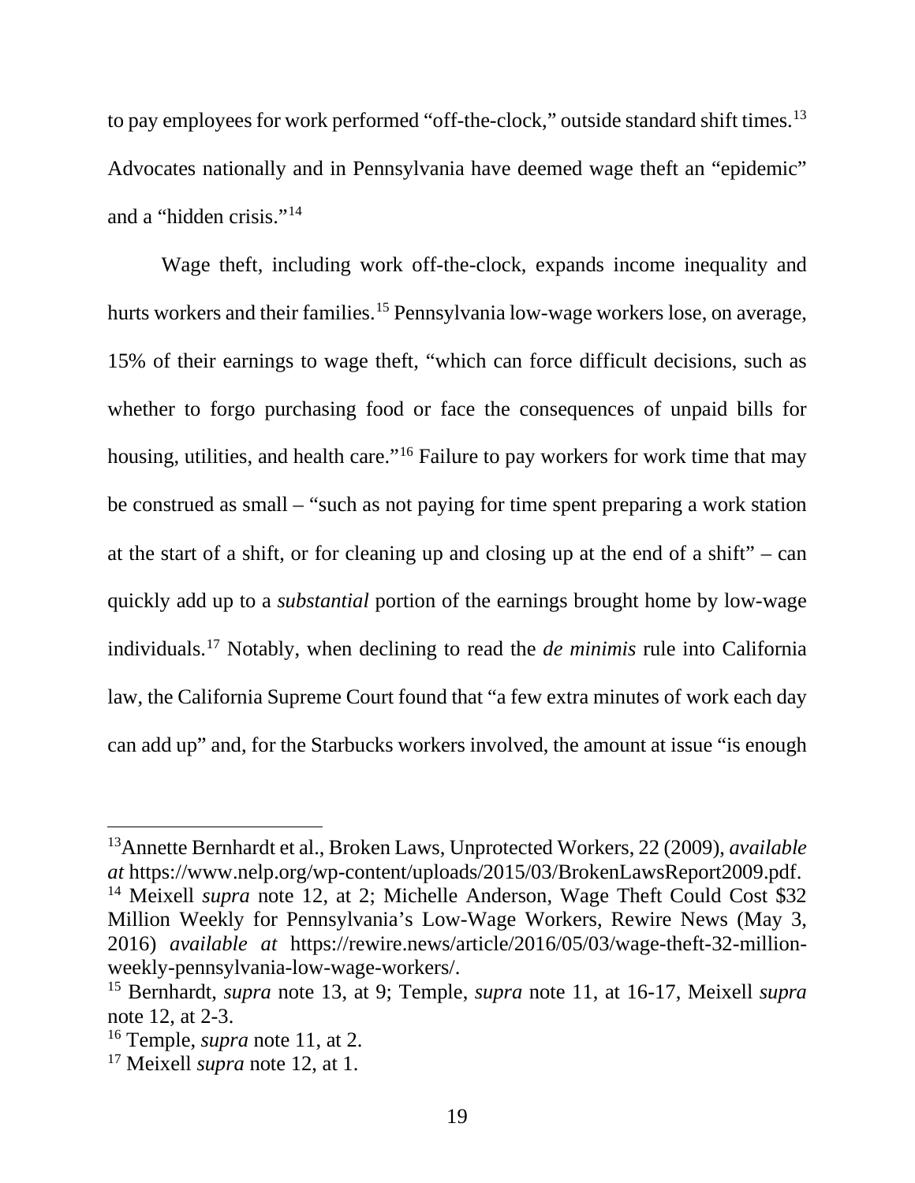to pay employees for work performed "off-the-clock," outside standard shift times.[13] Advocates nationally and in Pennsylvania have deemed wage theft an "epidemic" and a "hidden crisis."[14]

Wage theft, including work off-the-clock, expands income inequality and hurts workers and their families.[15] Pennsylvania low-wage workers lose, on average, 15% of their earnings to wage theft, "which can force difficult decisions, such as whether to forgo purchasing food or face the consequences of unpaid bills for housing, utilities, and health care."[16] Failure to pay workers for work time that may be construed as small – "such as not paying for time spent preparing a work station at the start of a shift, or for cleaning up and closing up at the end of a shift" – can quickly add up to a *substantial* portion of the earnings brought home by low-wage individuals.[17] Notably, when declining to read the *de minimis* rule into California law, the California Supreme Court found that "a few extra minutes of work each day can add up" and, for the Starbucks workers involved, the amount at issue "is enough

---

[13] Annette Bernhardt et al., Broken Laws, Unprotected Workers, 22 (2009), *available at* https://www.nelp.org/wp-content/uploads/2015/03/BrokenLawsReport2009.pdf.

[14] Meixell *supra* note 12, at 2; Michelle Anderson, Wage Theft Could Cost $32 Million Weekly for Pennsylvania's Low-Wage Workers, Rewire News (May 3, 2016) *available at* https://rewire.news/article/2016/05/03/wage-theft-32-million-weekly-pennsylvania-low-wage-workers/.

[15] Bernhardt, *supra* note 13, at 9; Temple, *supra* note 11, at 16-17, Meixell *supra* note 12, at 2-3.

[16] Temple, *supra* note 11, at 2.

[17] Meixell *supra* note 12, at 1.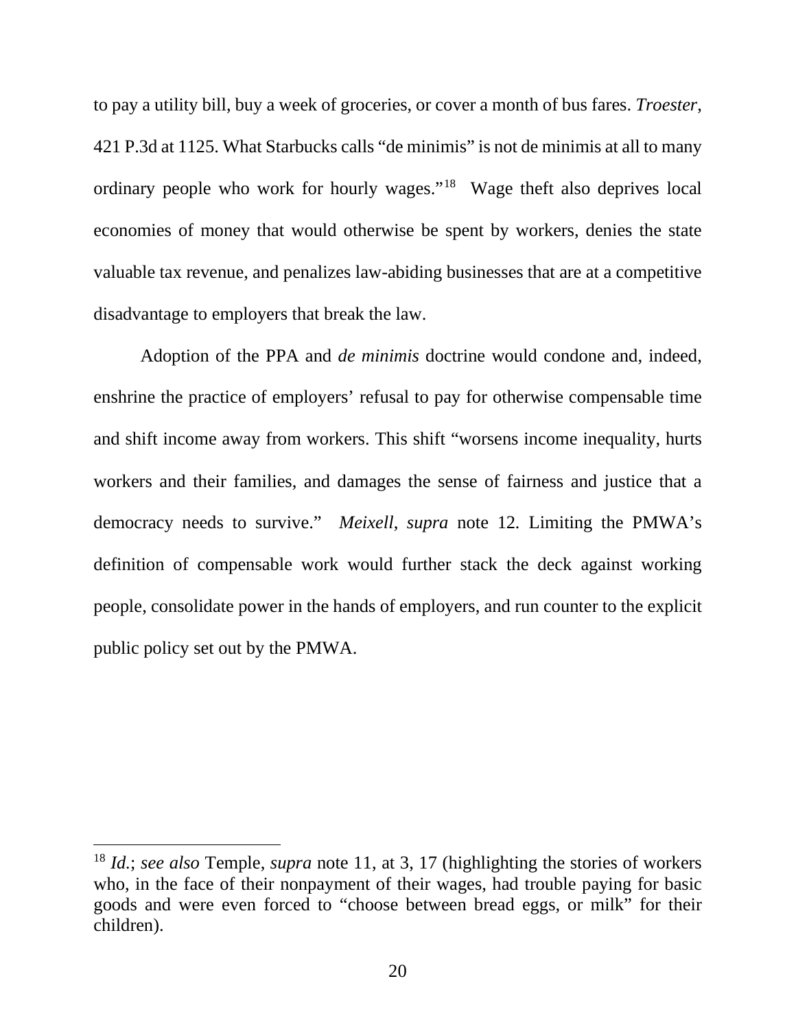to pay a utility bill, buy a week of groceries, or cover a month of bus fares. *Troester*, 421 P.3d at 1125. What Starbucks calls "de minimis" is not de minimis at all to many ordinary people who work for hourly wages."[18] Wage theft also deprives local economies of money that would otherwise be spent by workers, denies the state valuable tax revenue, and penalizes law-abiding businesses that are at a competitive disadvantage to employers that break the law.

Adoption of the PPA and *de minimis* doctrine would condone and, indeed, enshrine the practice of employers' refusal to pay for otherwise compensable time and shift income away from workers. This shift "worsens income inequality, hurts workers and their families, and damages the sense of fairness and justice that a democracy needs to survive." *Meixell*, *supra* note 12. Limiting the PMWA's definition of compensable work would further stack the deck against working people, consolidate power in the hands of employers, and run counter to the explicit public policy set out by the PMWA.

---

[18] *Id.*; *see also* Temple, *supra* note 11, at 3, 17 (highlighting the stories of workers who, in the face of their nonpayment of their wages, had trouble paying for basic goods and were even forced to "choose between bread eggs, or milk" for their children).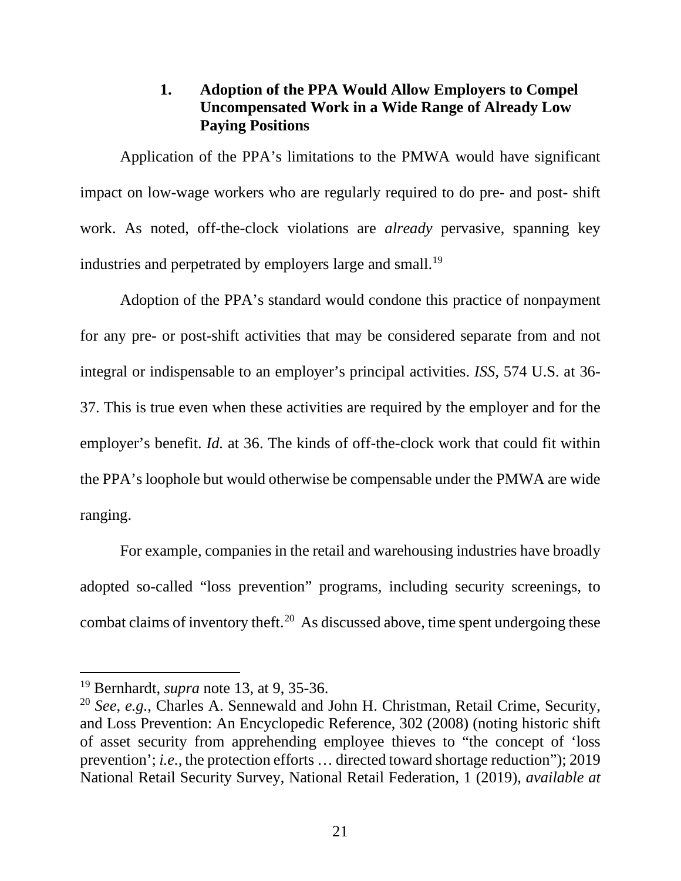### 1. Adoption of the PPA Would Allow Employers to Compel Uncompensated Work in a Wide Range of Already Low Paying Positions

Application of the PPA's limitations to the PMWA would have significant impact on low-wage workers who are regularly required to do pre- and post- shift work. As noted, off-the-clock violations are *already* pervasive, spanning key industries and perpetrated by employers large and small.[19]

Adoption of the PPA's standard would condone this practice of nonpayment for any pre- or post-shift activities that may be considered separate from and not integral or indispensable to an employer's principal activities. *ISS*, 574 U.S. at 36-37. This is true even when these activities are required by the employer and for the employer's benefit. *Id.* at 36. The kinds of off-the-clock work that could fit within the PPA's loophole but would otherwise be compensable under the PMWA are wide ranging.

For example, companies in the retail and warehousing industries have broadly adopted so-called "loss prevention" programs, including security screenings, to combat claims of inventory theft.[20] As discussed above, time spent undergoing these

---

[19] Bernhardt, *supra* note 13, at 9, 35-36.

[20] *See*, *e.g.*, Charles A. Sennewald and John H. Christman, Retail Crime, Security, and Loss Prevention: An Encyclopedic Reference, 302 (2008) (noting historic shift of asset security from apprehending employee thieves to "the concept of 'loss prevention'; *i.e.*, the protection efforts … directed toward shortage reduction"); 2019 National Retail Security Survey, National Retail Federation, 1 (2019), *available at*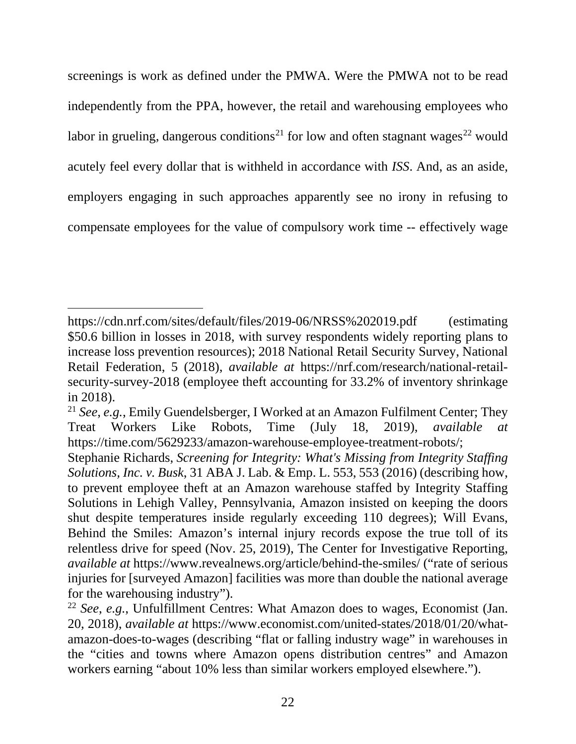screenings is work as defined under the PMWA. Were the PMWA not to be read independently from the PPA, however, the retail and warehousing employees who labor in grueling, dangerous conditions[21] for low and often stagnant wages[22] would acutely feel every dollar that is withheld in accordance with *ISS*. And, as an aside, employers engaging in such approaches apparently see no irony in refusing to compensate employees for the value of compulsory work time -- effectively wage

---

https://cdn.nrf.com/sites/default/files/2019-06/NRSS%202019.pdf (estimating $50.6 billion in losses in 2018, with survey respondents widely reporting plans to increase loss prevention resources); 2018 National Retail Security Survey, National Retail Federation, 5 (2018), *available at* https://nrf.com/research/national-retail-security-survey-2018 (employee theft accounting for 33.2% of inventory shrinkage in 2018).

[21] *See*, *e.g.*, Emily Guendelsberger, I Worked at an Amazon Fulfilment Center; They Treat Workers Like Robots, Time (July 18, 2019), *available at* https://time.com/5629233/amazon-warehouse-employee-treatment-robots/; Stephanie Richards, *Screening for Integrity: What's Missing from Integrity Staffing Solutions, Inc. v. Busk*, 31 ABA J. Lab. & Emp. L. 553, 553 (2016) (describing how, to prevent employee theft at an Amazon warehouse staffed by Integrity Staffing Solutions in Lehigh Valley, Pennsylvania, Amazon insisted on keeping the doors shut despite temperatures inside regularly exceeding 110 degrees); Will Evans, Behind the Smiles: Amazon's internal injury records expose the true toll of its relentless drive for speed (Nov. 25, 2019), The Center for Investigative Reporting, *available at* https://www.revealnews.org/article/behind-the-smiles/ ("rate of serious injuries for [surveyed Amazon] facilities was more than double the national average for the warehousing industry").

[22] *See*, *e.g.*, Unfulfillment Centres: What Amazon does to wages, Economist (Jan. 20, 2018), *available at* https://www.economist.com/united-states/2018/01/20/what-amazon-does-to-wages (describing "flat or falling industry wage" in warehouses in the "cities and towns where Amazon opens distribution centres" and Amazon workers earning "about 10% less than similar workers employed elsewhere.").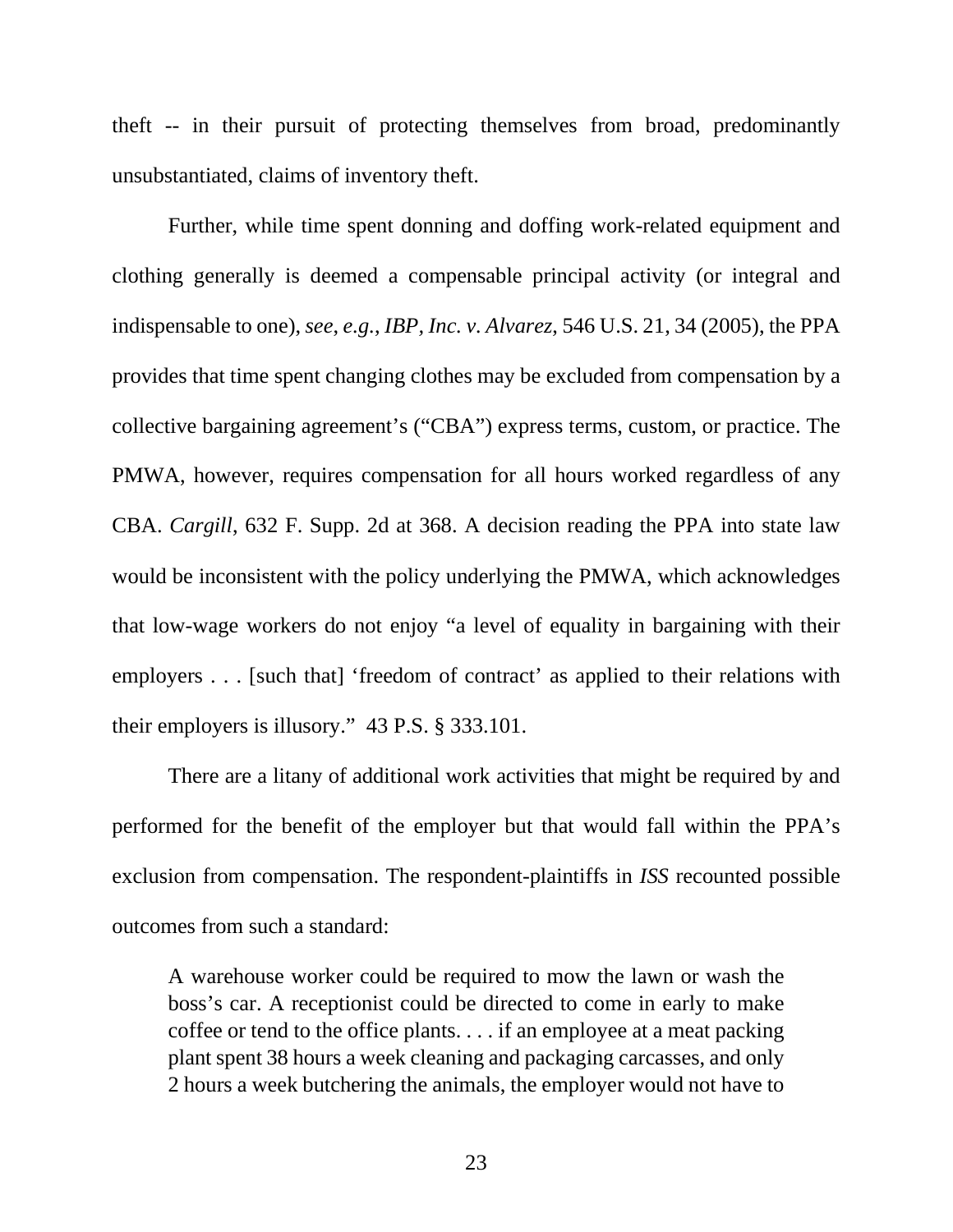theft -- in their pursuit of protecting themselves from broad, predominantly unsubstantiated, claims of inventory theft.

Further, while time spent donning and doffing work-related equipment and clothing generally is deemed a compensable principal activity (or integral and indispensable to one), *see, e.g.*, *IBP, Inc. v. Alvarez*, 546 U.S. 21, 34 (2005), the PPA provides that time spent changing clothes may be excluded from compensation by a collective bargaining agreement's ("CBA") express terms, custom, or practice. The PMWA, however, requires compensation for all hours worked regardless of any CBA. *Cargill*, 632 F. Supp. 2d at 368. A decision reading the PPA into state law would be inconsistent with the policy underlying the PMWA, which acknowledges that low-wage workers do not enjoy "a level of equality in bargaining with their employers . . . [such that] 'freedom of contract' as applied to their relations with their employers is illusory." 43 P.S. § 333.101.

There are a litany of additional work activities that might be required by and performed for the benefit of the employer but that would fall within the PPA's exclusion from compensation. The respondent-plaintiffs in *ISS* recounted possible outcomes from such a standard:

> A warehouse worker could be required to mow the lawn or wash the boss's car. A receptionist could be directed to come in early to make coffee or tend to the office plants. . . . if an employee at a meat packing plant spent 38 hours a week cleaning and packaging carcasses, and only 2 hours a week butchering the animals, the employer would not have to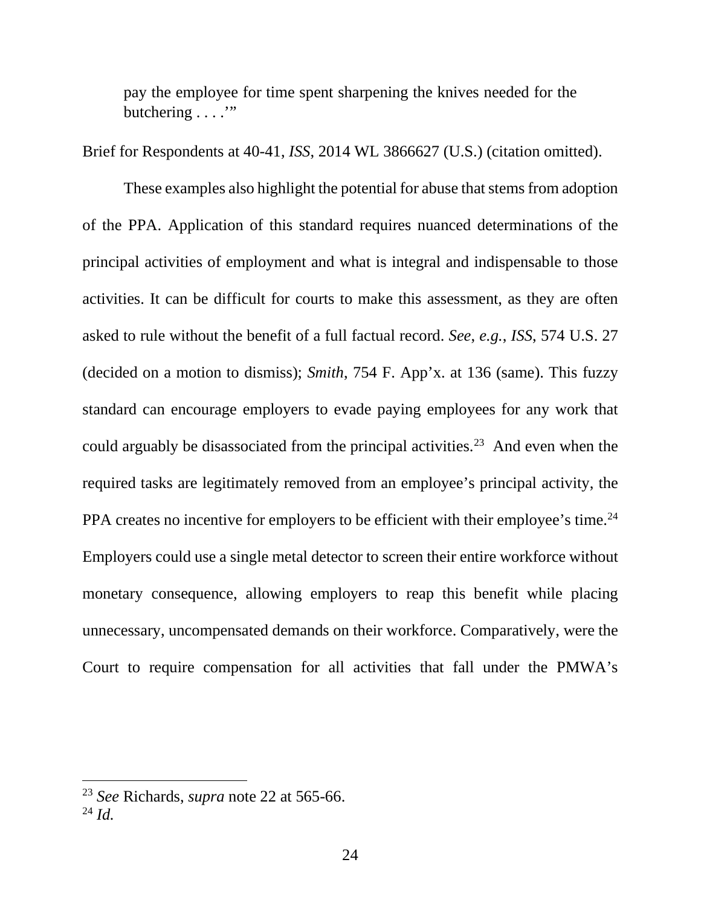> pay the employee for time spent sharpening the knives needed for the butchering . . . .'"

Brief for Respondents at 40-41, *ISS*, 2014 WL 3866627 (U.S.) (citation omitted).

These examples also highlight the potential for abuse that stems from adoption of the PPA. Application of this standard requires nuanced determinations of the principal activities of employment and what is integral and indispensable to those activities. It can be difficult for courts to make this assessment, as they are often asked to rule without the benefit of a full factual record. *See, e.g.*, *ISS*, 574 U.S. 27 (decided on a motion to dismiss); *Smith*, 754 F. App'x. at 136 (same). This fuzzy standard can encourage employers to evade paying employees for any work that could arguably be disassociated from the principal activities.[23] And even when the required tasks are legitimately removed from an employee's principal activity, the PPA creates no incentive for employers to be efficient with their employee's time.[24] Employers could use a single metal detector to screen their entire workforce without monetary consequence, allowing employers to reap this benefit while placing unnecessary, uncompensated demands on their workforce. Comparatively, were the Court to require compensation for all activities that fall under the PMWA's

---

[23] *See* Richards, *supra* note 22 at 565-66.

[24] *Id.*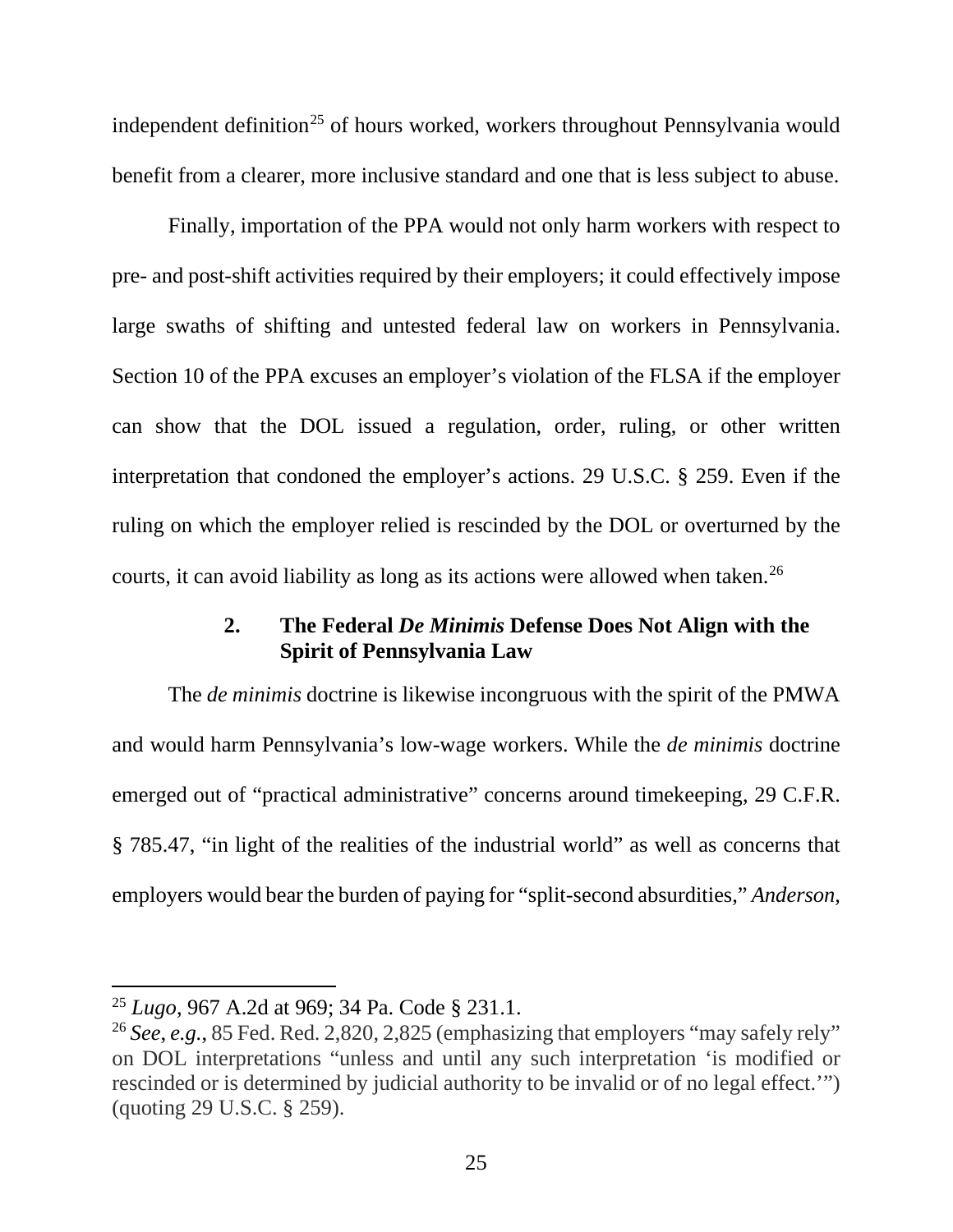independent definition[25] of hours worked, workers throughout Pennsylvania would benefit from a clearer, more inclusive standard and one that is less subject to abuse.

Finally, importation of the PPA would not only harm workers with respect to pre- and post-shift activities required by their employers; it could effectively impose large swaths of shifting and untested federal law on workers in Pennsylvania. Section 10 of the PPA excuses an employer's violation of the FLSA if the employer can show that the DOL issued a regulation, order, ruling, or other written interpretation that condoned the employer's actions. 29 U.S.C. § 259. Even if the ruling on which the employer relied is rescinded by the DOL or overturned by the courts, it can avoid liability as long as its actions were allowed when taken.[26]

### 2. The Federal *De Minimis* Defense Does Not Align with the Spirit of Pennsylvania Law

The *de minimis* doctrine is likewise incongruous with the spirit of the PMWA and would harm Pennsylvania's low-wage workers. While the *de minimis* doctrine emerged out of "practical administrative" concerns around timekeeping, 29 C.F.R. § 785.47, "in light of the realities of the industrial world" as well as concerns that employers would bear the burden of paying for "split-second absurdities," *Anderson*,

---

[25] *Lugo*, 967 A.2d at 969; 34 Pa. Code § 231.1.

[26] *See, e.g.*, 85 Fed. Red. 2,820, 2,825 (emphasizing that employers "may safely rely" on DOL interpretations "unless and until any such interpretation 'is modified or rescinded or is determined by judicial authority to be invalid or of no legal effect.'") (quoting 29 U.S.C. § 259).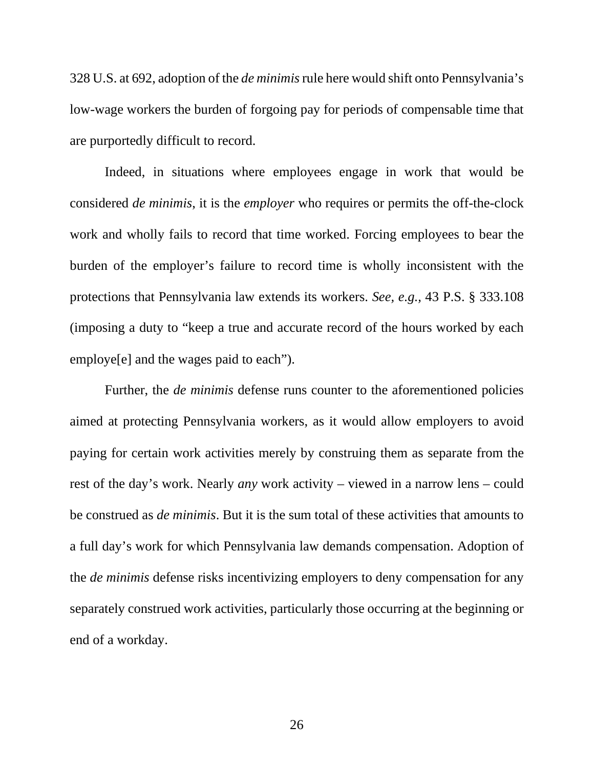328 U.S. at 692, adoption of the *de minimis* rule here would shift onto Pennsylvania's low-wage workers the burden of forgoing pay for periods of compensable time that are purportedly difficult to record.

Indeed, in situations where employees engage in work that would be considered *de minimis*, it is the *employer* who requires or permits the off-the-clock work and wholly fails to record that time worked. Forcing employees to bear the burden of the employer's failure to record time is wholly inconsistent with the protections that Pennsylvania law extends its workers. *See, e.g.,* 43 P.S. § 333.108 (imposing a duty to "keep a true and accurate record of the hours worked by each employe[e] and the wages paid to each").

Further, the *de minimis* defense runs counter to the aforementioned policies aimed at protecting Pennsylvania workers, as it would allow employers to avoid paying for certain work activities merely by construing them as separate from the rest of the day's work. Nearly *any* work activity – viewed in a narrow lens – could be construed as *de minimis*. But it is the sum total of these activities that amounts to a full day's work for which Pennsylvania law demands compensation. Adoption of the *de minimis* defense risks incentivizing employers to deny compensation for any separately construed work activities, particularly those occurring at the beginning or end of a workday.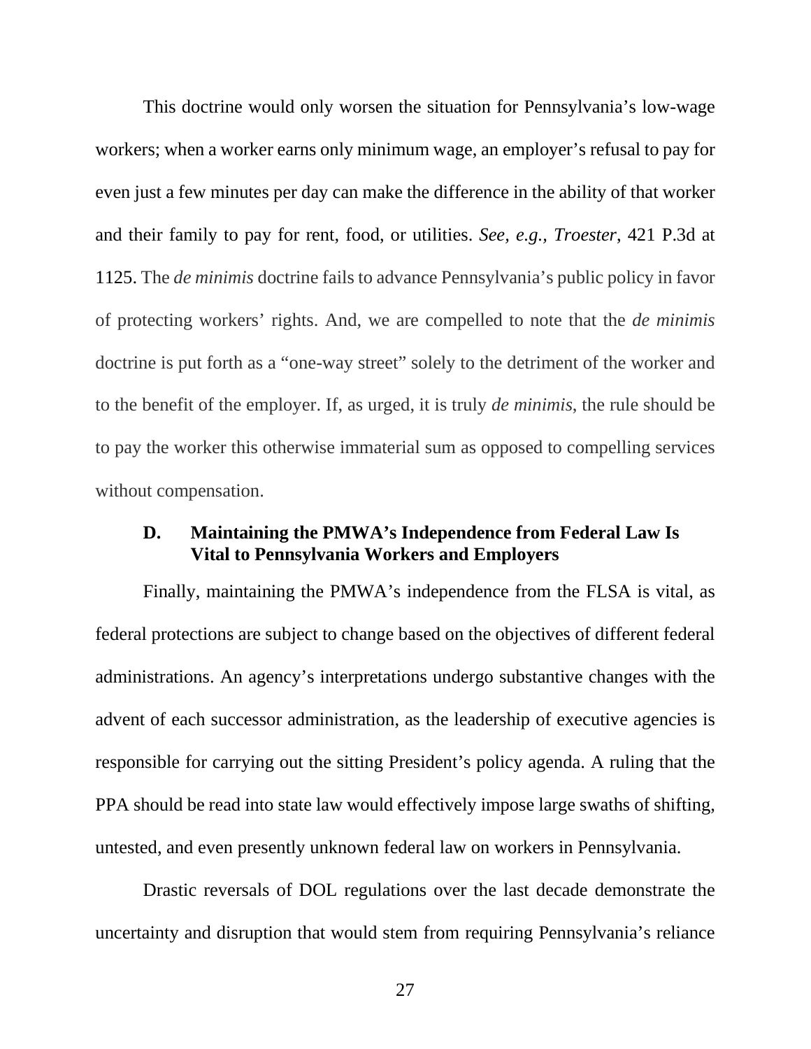This doctrine would only worsen the situation for Pennsylvania's low-wage workers; when a worker earns only minimum wage, an employer's refusal to pay for even just a few minutes per day can make the difference in the ability of that worker and their family to pay for rent, food, or utilities. *See, e.g.*, *Troester*, 421 P.3d at 1125. The *de minimis* doctrine fails to advance Pennsylvania's public policy in favor of protecting workers' rights. And, we are compelled to note that the *de minimis* doctrine is put forth as a "one-way street" solely to the detriment of the worker and to the benefit of the employer. If, as urged, it is truly *de minimis*, the rule should be to pay the worker this otherwise immaterial sum as opposed to compelling services without compensation.

### D. Maintaining the PMWA's Independence from Federal Law Is Vital to Pennsylvania Workers and Employers

Finally, maintaining the PMWA's independence from the FLSA is vital, as federal protections are subject to change based on the objectives of different federal administrations. An agency's interpretations undergo substantive changes with the advent of each successor administration, as the leadership of executive agencies is responsible for carrying out the sitting President's policy agenda. A ruling that the PPA should be read into state law would effectively impose large swaths of shifting, untested, and even presently unknown federal law on workers in Pennsylvania.

Drastic reversals of DOL regulations over the last decade demonstrate the uncertainty and disruption that would stem from requiring Pennsylvania's reliance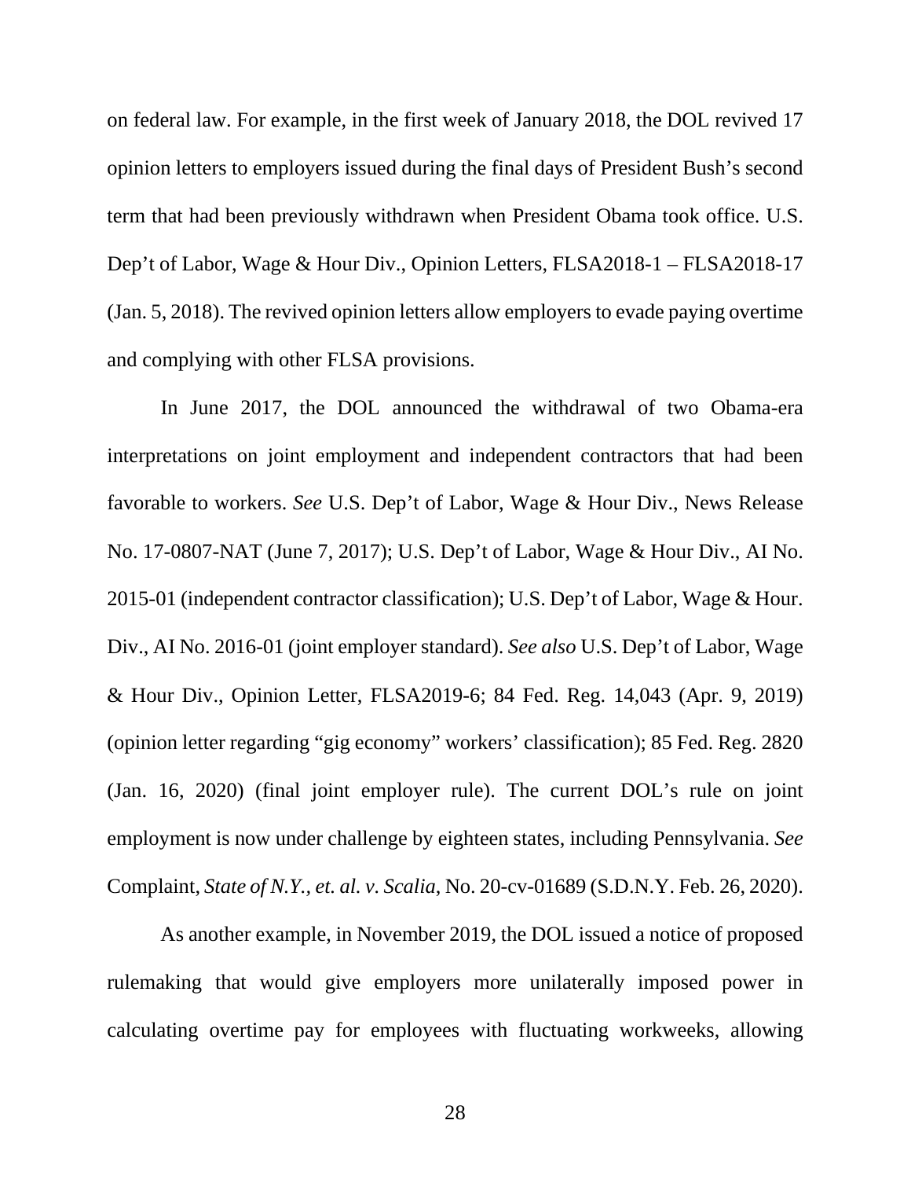on federal law. For example, in the first week of January 2018, the DOL revived 17 opinion letters to employers issued during the final days of President Bush's second term that had been previously withdrawn when President Obama took office. U.S. Dep't of Labor, Wage & Hour Div., Opinion Letters, FLSA2018-1 – FLSA2018-17 (Jan. 5, 2018). The revived opinion letters allow employers to evade paying overtime and complying with other FLSA provisions.

In June 2017, the DOL announced the withdrawal of two Obama-era interpretations on joint employment and independent contractors that had been favorable to workers. *See* U.S. Dep't of Labor, Wage & Hour Div., News Release No. 17-0807-NAT (June 7, 2017); U.S. Dep't of Labor, Wage & Hour Div., AI No. 2015-01 (independent contractor classification); U.S. Dep't of Labor, Wage & Hour. Div., AI No. 2016-01 (joint employer standard). *See also* U.S. Dep't of Labor, Wage & Hour Div., Opinion Letter, FLSA2019-6; 84 Fed. Reg. 14,043 (Apr. 9, 2019) (opinion letter regarding "gig economy" workers' classification); 85 Fed. Reg. 2820 (Jan. 16, 2020) (final joint employer rule). The current DOL's rule on joint employment is now under challenge by eighteen states, including Pennsylvania. *See* Complaint, *State of N.Y., et. al. v. Scalia*, No. 20-cv-01689 (S.D.N.Y. Feb. 26, 2020).

As another example, in November 2019, the DOL issued a notice of proposed rulemaking that would give employers more unilaterally imposed power in calculating overtime pay for employees with fluctuating workweeks, allowing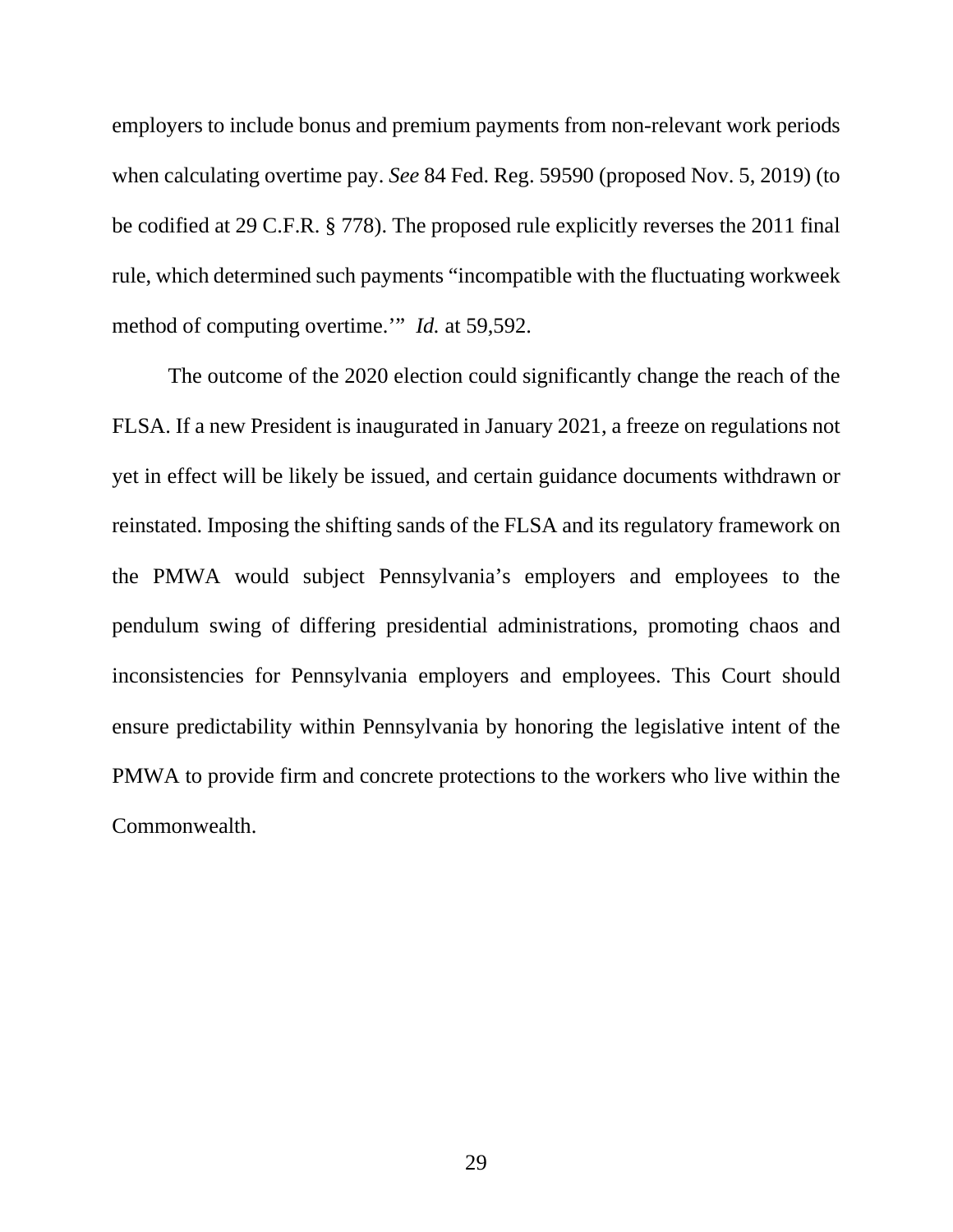employers to include bonus and premium payments from non-relevant work periods when calculating overtime pay. *See* 84 Fed. Reg. 59590 (proposed Nov. 5, 2019) (to be codified at 29 C.F.R. § 778). The proposed rule explicitly reverses the 2011 final rule, which determined such payments "incompatible with the fluctuating workweek method of computing overtime.'" *Id.* at 59,592.

The outcome of the 2020 election could significantly change the reach of the FLSA. If a new President is inaugurated in January 2021, a freeze on regulations not yet in effect will be likely be issued, and certain guidance documents withdrawn or reinstated. Imposing the shifting sands of the FLSA and its regulatory framework on the PMWA would subject Pennsylvania's employers and employees to the pendulum swing of differing presidential administrations, promoting chaos and inconsistencies for Pennsylvania employers and employees. This Court should ensure predictability within Pennsylvania by honoring the legislative intent of the PMWA to provide firm and concrete protections to the workers who live within the Commonwealth.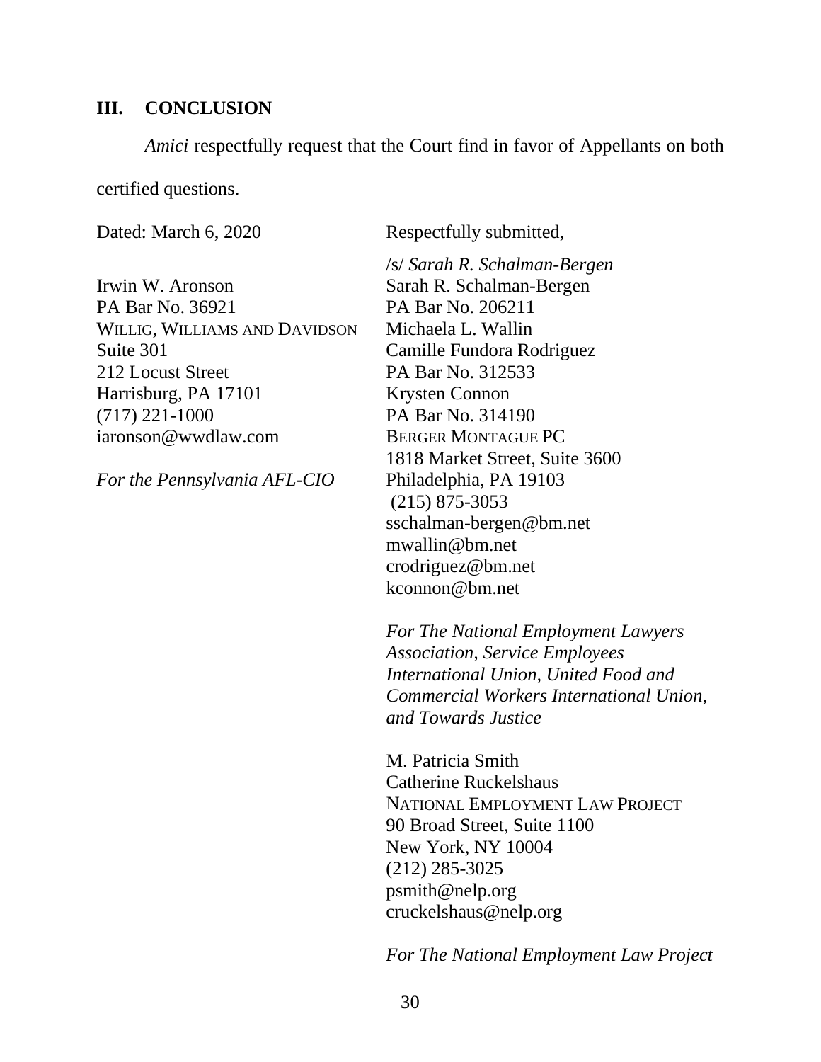## III. CONCLUSION

*Amici* respectfully request that the Court find in favor of Appellants on both certified questions.

Dated: March 6, 2020

Respectfully submitted,

/s/ *Sarah R. Schalman-Bergen*
Sarah R. Schalman-Bergen
PA Bar No. 206211
Michaela L. Wallin
Camille Fundora Rodriguez
PA Bar No. 312533
Krysten Connon
PA Bar No. 314190
BERGER MONTAGUE PC
1818 Market Street, Suite 3600
Philadelphia, PA 19103
(215) 875-3053
sschalman-bergen@bm.net
mwallin@bm.net
crodriguez@bm.net
kconnon@bm.net

*For The National Employment Lawyers Association, Service Employees International Union, United Food and Commercial Workers International Union, and Towards Justice*

Irwin W. Aronson
PA Bar No. 36921
WILLIG, WILLIAMS AND DAVIDSON
Suite 301
212 Locust Street
Harrisburg, PA 17101
(717) 221-1000
iaronson@wwdlaw.com

*For the Pennsylvania AFL-CIO*

M. Patricia Smith
Catherine Ruckelshaus
NATIONAL EMPLOYMENT LAW PROJECT
90 Broad Street, Suite 1100
New York, NY 10004
(212) 285-3025
psmith@nelp.org
cruckelshaus@nelp.org

*For The National Employment Law Project*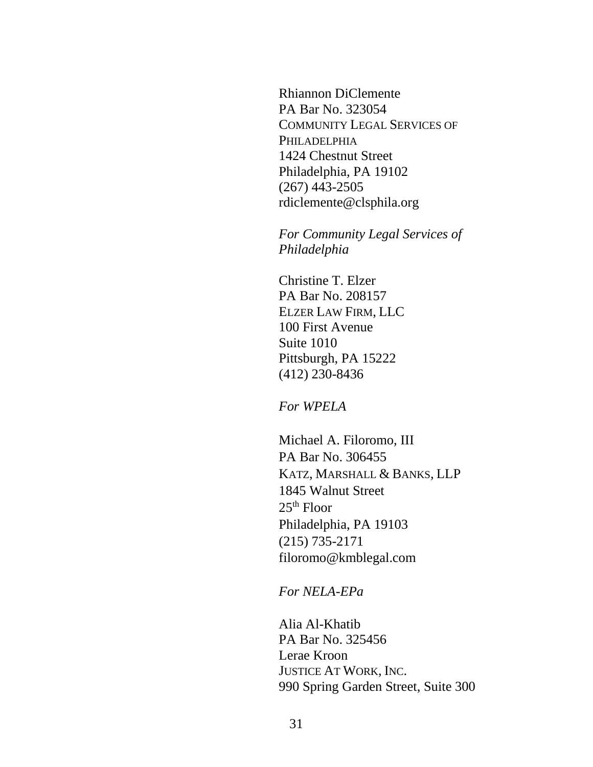Rhiannon DiClemente
PA Bar No. 323054
COMMUNITY LEGAL SERVICES OF PHILADELPHIA
1424 Chestnut Street
Philadelphia, PA 19102
(267) 443-2505
rdiclemente@clsphila.org

*For Community Legal Services of Philadelphia*

Christine T. Elzer
PA Bar No. 208157
ELZER LAW FIRM, LLC
100 First Avenue
Suite 1010
Pittsburgh, PA 15222
(412) 230-8436

*For WPELA*

Michael A. Filoromo, III
PA Bar No. 306455
KATZ, MARSHALL & BANKS, LLP
1845 Walnut Street
25th Floor
Philadelphia, PA 19103
(215) 735-2171
filoromo@kmblegal.com

*For NELA-EPa*

Alia Al-Khatib
PA Bar No. 325456
Lerae Kroon
JUSTICE AT WORK, INC.
990 Spring Garden Street, Suite 300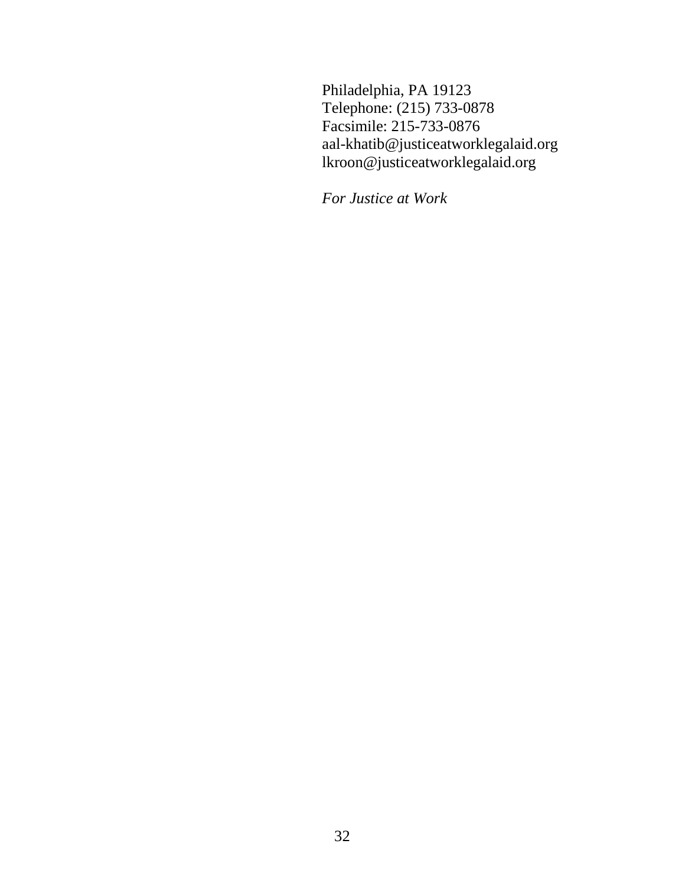Philadelphia, PA 19123
Telephone: (215) 733-0878
Facsimile: 215-733-0876
aal-khatib@justiceatworklegalaid.org
lkroon@justiceatworklegalaid.org

*For Justice at Work*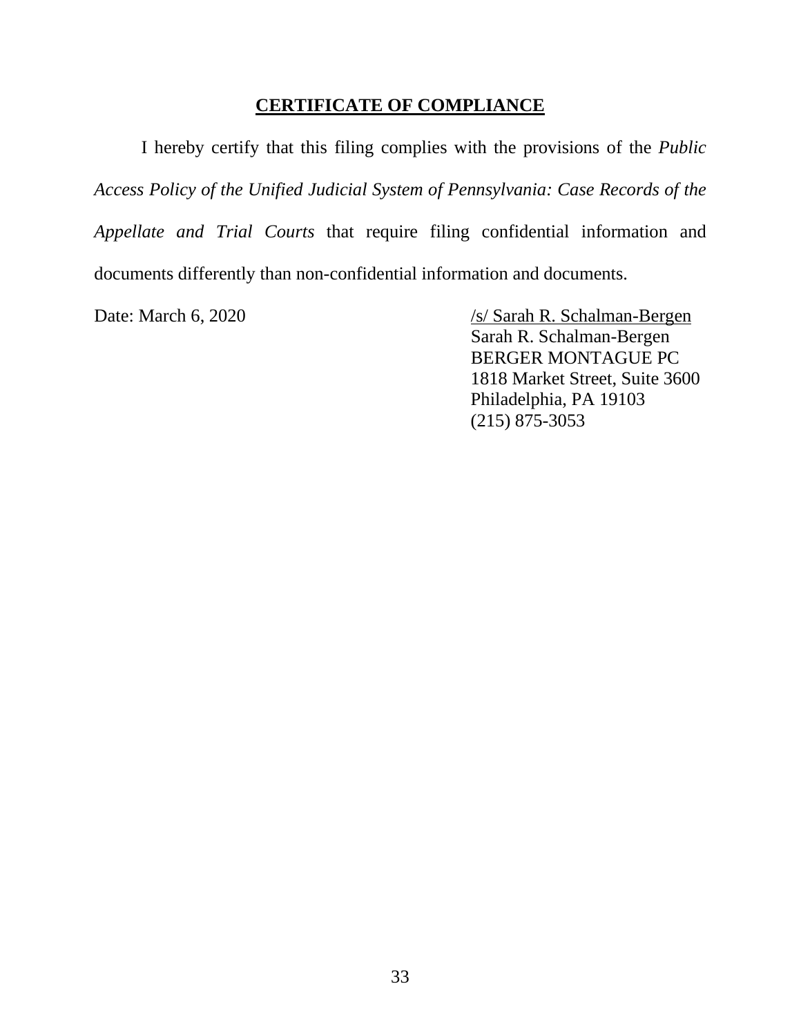## **CERTIFICATE OF COMPLIANCE**

I hereby certify that this filing complies with the provisions of the *Public Access Policy of the Unified Judicial System of Pennsylvania: Case Records of the Appellate and Trial Courts* that require filing confidential information and documents differently than non-confidential information and documents.

Date: March 6, 2020

/s/ Sarah R. Schalman-Bergen
Sarah R. Schalman-Bergen
BERGER MONTAGUE PC
1818 Market Street, Suite 3600
Philadelphia, PA 19103
(215) 875-3053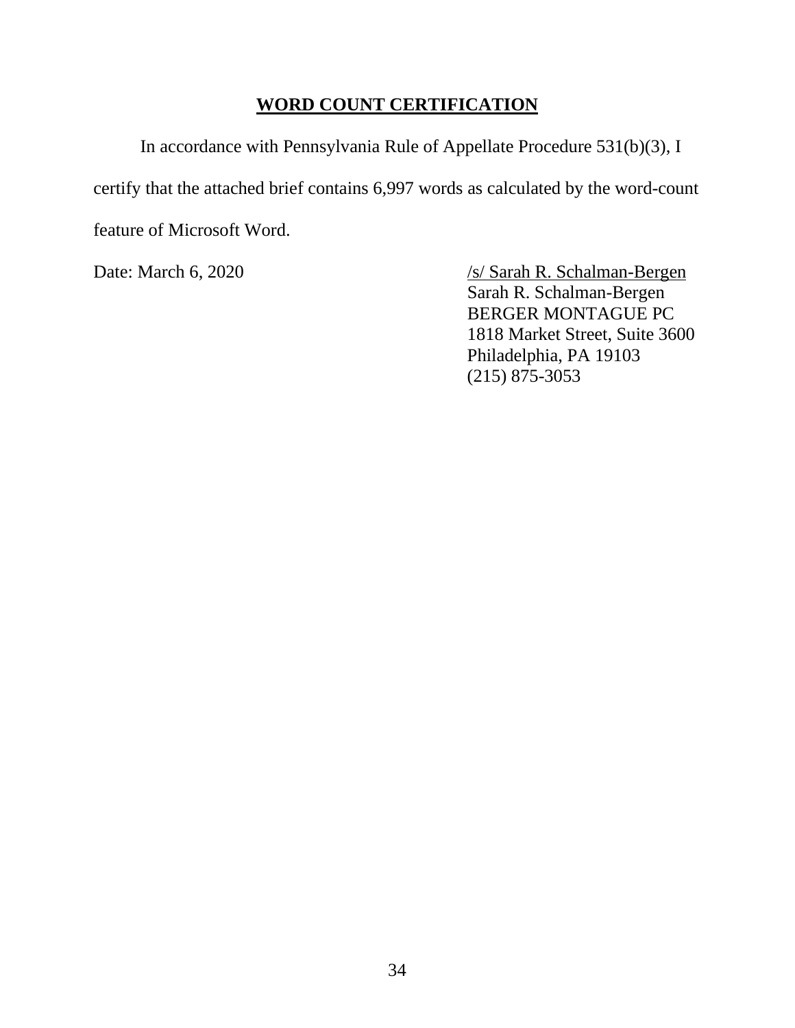## WORD COUNT CERTIFICATION

In accordance with Pennsylvania Rule of Appellate Procedure 531(b)(3), I certify that the attached brief contains 6,997 words as calculated by the word-count feature of Microsoft Word.

Date: March 6, 2020

/s/ Sarah R. Schalman-Bergen
Sarah R. Schalman-Bergen
BERGER MONTAGUE PC
1818 Market Street, Suite 3600
Philadelphia, PA 19103
(215) 875-3053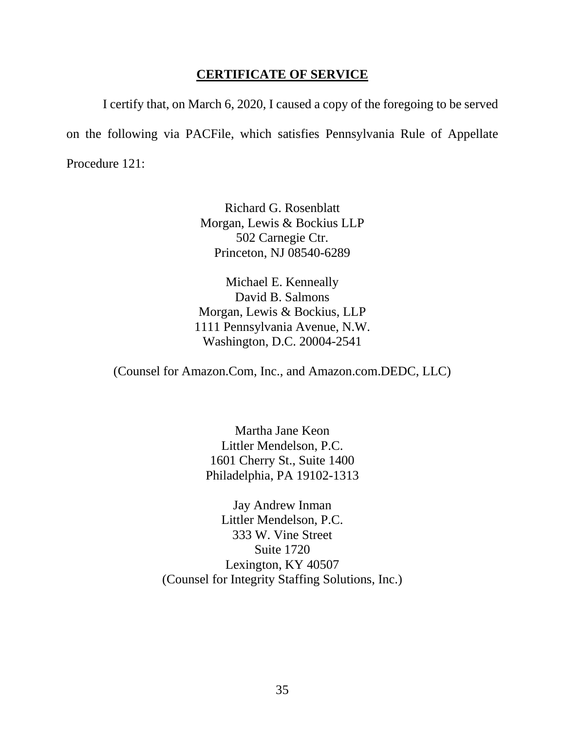## CERTIFICATE OF SERVICE

I certify that, on March 6, 2020, I caused a copy of the foregoing to be served on the following via PACFile, which satisfies Pennsylvania Rule of Appellate Procedure 121:

Richard G. Rosenblatt
Morgan, Lewis & Bockius LLP
502 Carnegie Ctr.
Princeton, NJ 08540-6289

Michael E. Kenneally
David B. Salmons
Morgan, Lewis & Bockius, LLP
1111 Pennsylvania Avenue, N.W.
Washington, D.C. 20004-2541

(Counsel for Amazon.Com, Inc., and Amazon.com.DEDC, LLC)

Martha Jane Keon
Littler Mendelson, P.C.
1601 Cherry St., Suite 1400
Philadelphia, PA 19102-1313

Jay Andrew Inman
Littler Mendelson, P.C.
333 W. Vine Street
Suite 1720
Lexington, KY 40507
(Counsel for Integrity Staffing Solutions, Inc.)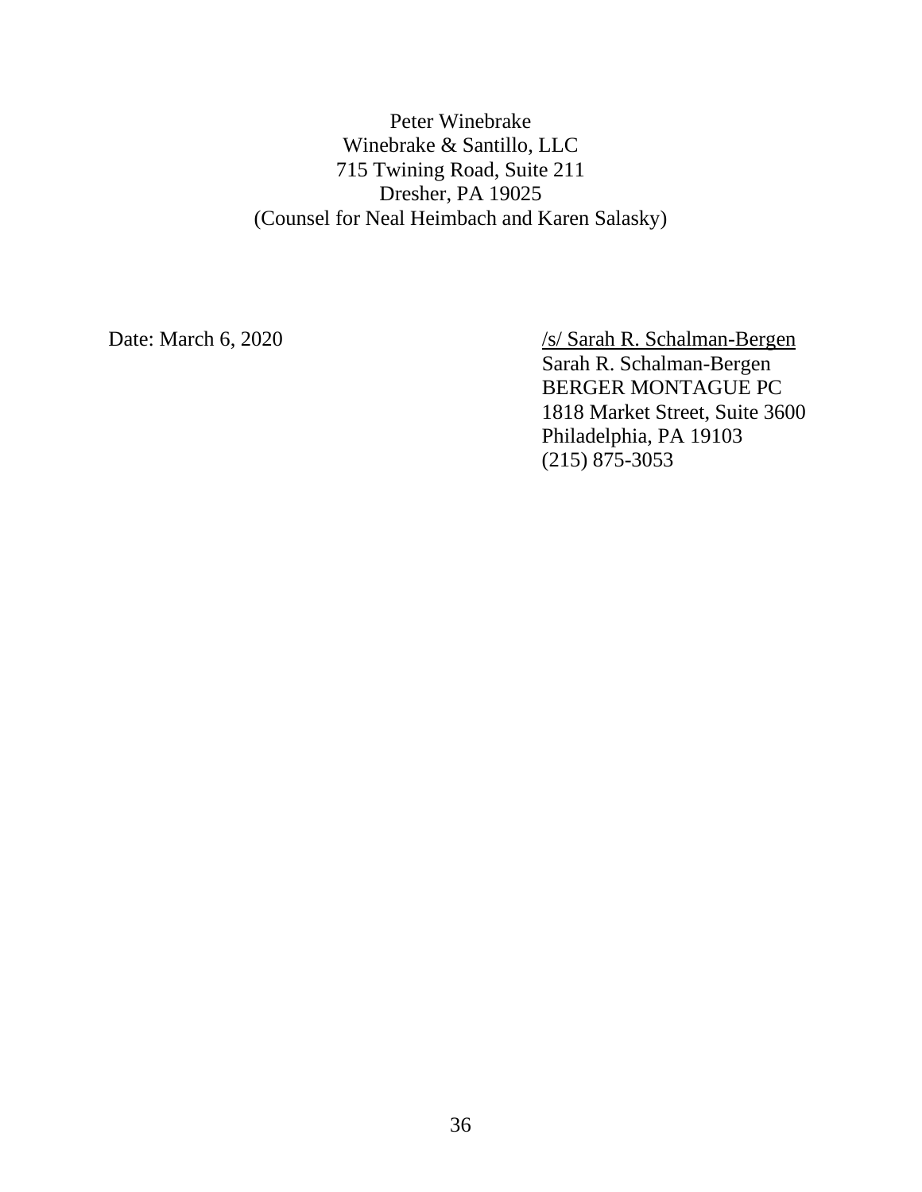Peter Winebrake
Winebrake & Santillo, LLC
715 Twining Road, Suite 211
Dresher, PA 19025
(Counsel for Neal Heimbach and Karen Salasky)

Date: March 6, 2020

/s/ Sarah R. Schalman-Bergen
Sarah R. Schalman-Bergen
BERGER MONTAGUE PC
1818 Market Street, Suite 3600
Philadelphia, PA 19103
(215) 875-3053